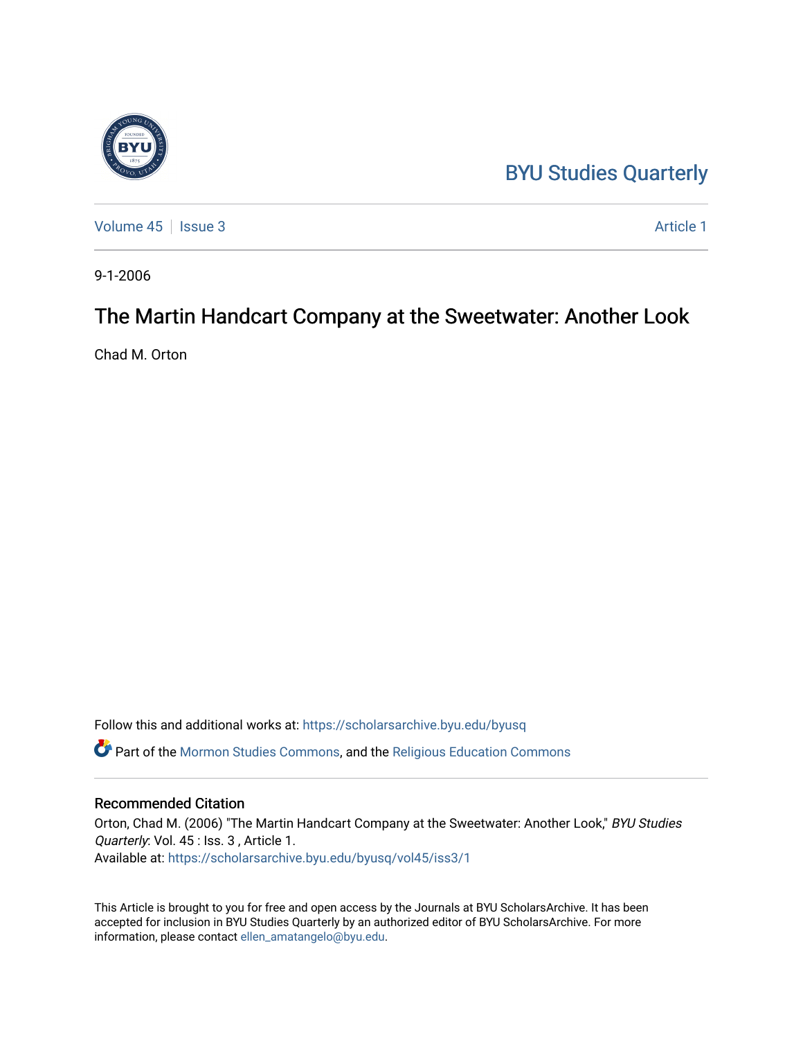BYU Studies Quarterly

Volume 45 | Issue 3 | Article 1

9-1-2006

# The Martin Handcart Company at the Sweetwater: Another Look

Chad M. Orton

Follow this and additional works at: https://scholarsarchive.byu.edu/byusq

Part of the Mormon Studies Commons, and the Religious Education Commons

## Recommended Citation

Orton, Chad M. (2006) "The Martin Handcart Company at the Sweetwater: Another Look," *BYU Studies Quarterly*: Vol. 45 : Iss. 3 , Article 1.
Available at: https://scholarsarchive.byu.edu/byusq/vol45/iss3/1

This Article is brought to you for free and open access by the Journals at BYU ScholarsArchive. It has been accepted for inclusion in BYU Studies Quarterly by an authorized editor of BYU ScholarsArchive. For more information, please contact ellen_amatangelo@byu.edu.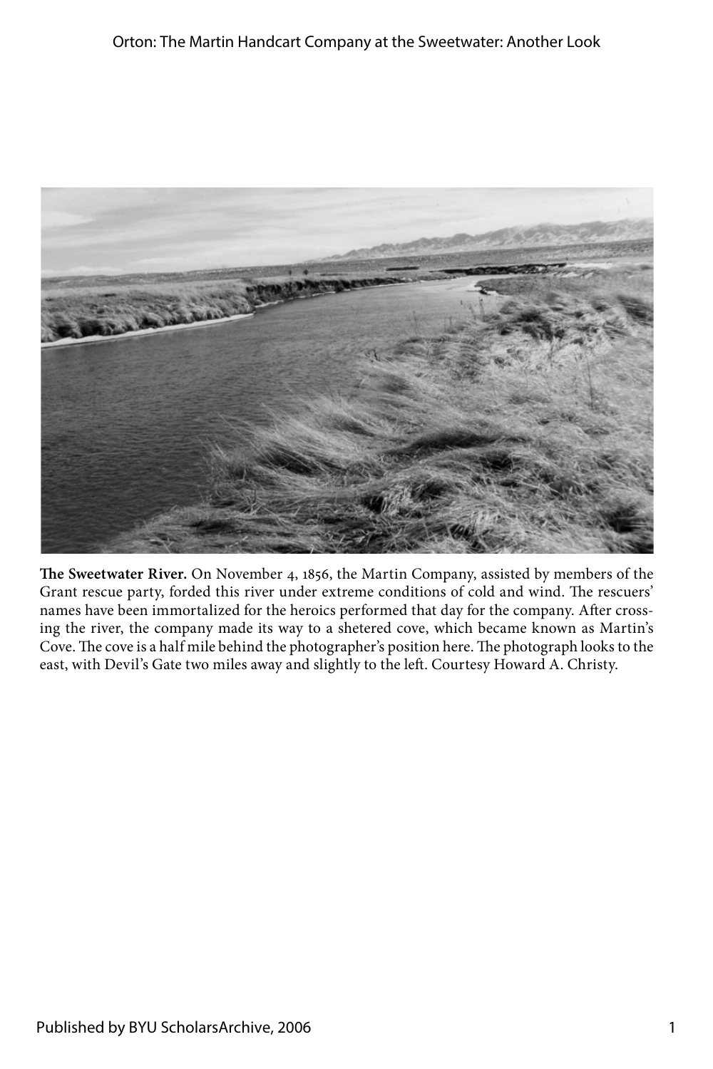**The Sweetwater River.** On November 4, 1856, the Martin Company, assisted by members of the Grant rescue party, forded this river under extreme conditions of cold and wind. The rescuers' names have been immortalized for the heroics performed that day for the company. After crossing the river, the company made its way to a shetered cove, which became known as Martin's Cove. The cove is a half mile behind the photographer's position here. The photograph looks to the east, with Devil's Gate two miles away and slightly to the left. Courtesy Howard A. Christy.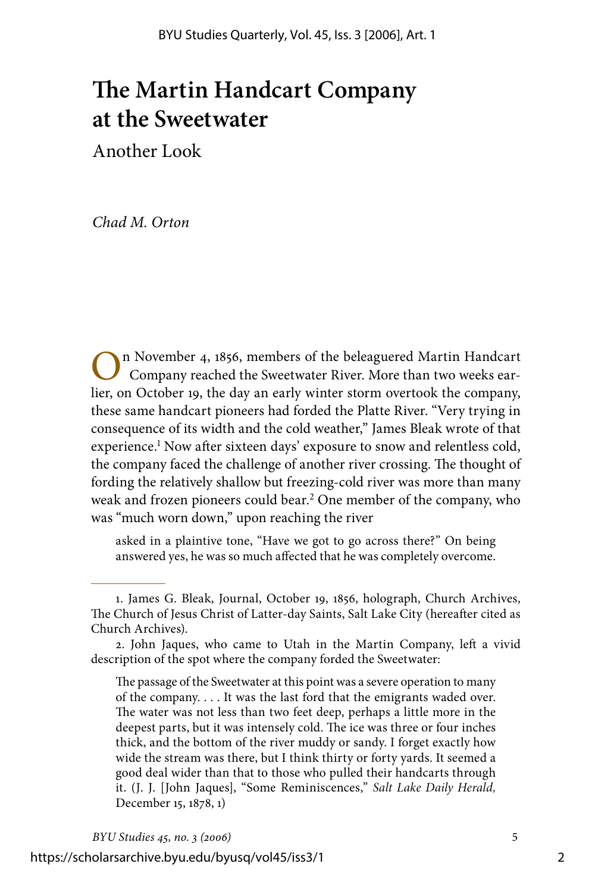# The Martin Handcart Company at the Sweetwater

## Another Look

*Chad M. Orton*

On November 4, 1856, members of the beleaguered Martin Handcart Company reached the Sweetwater River. More than two weeks earlier, on October 19, the day an early winter storm overtook the company, these same handcart pioneers had forded the Platte River. "Very trying in consequence of its width and the cold weather," James Bleak wrote of that experience.[1] Now after sixteen days' exposure to snow and relentless cold, the company faced the challenge of another river crossing. The thought of fording the relatively shallow but freezing-cold river was more than many weak and frozen pioneers could bear.[2] One member of the company, who was "much worn down," upon reaching the river

> asked in a plaintive tone, "Have we got to go across there?" On being answered yes, he was so much affected that he was completely overcome.

---

1. James G. Bleak, Journal, October 19, 1856, holograph, Church Archives, The Church of Jesus Christ of Latter-day Saints, Salt Lake City (hereafter cited as Church Archives).

2. John Jaques, who came to Utah in the Martin Company, left a vivid description of the spot where the company forded the Sweetwater:

> The passage of the Sweetwater at this point was a severe operation to many of the company. . . . It was the last ford that the emigrants waded over. The water was not less than two feet deep, perhaps a little more in the deepest parts, but it was intensely cold. The ice was three or four inches thick, and the bottom of the river muddy or sandy. I forget exactly how wide the stream was there, but I think thirty or forty yards. It seemed a good deal wider than that to those who pulled their handcarts through it. (J. J. [John Jaques], "Some Reminiscences," *Salt Lake Daily Herald,* December 15, 1878, 1)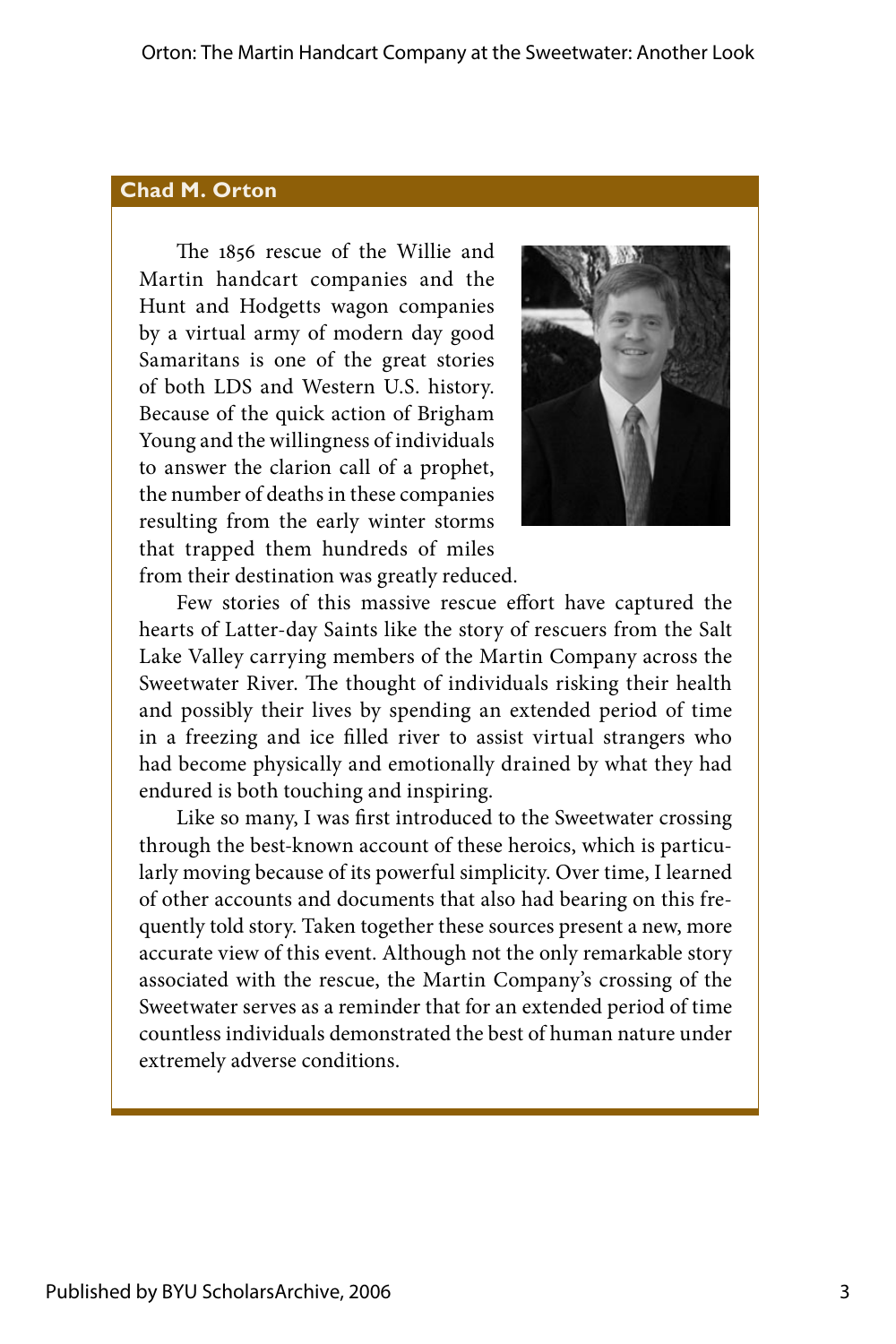## Chad M. Orton

The 1856 rescue of the Willie and Martin handcart companies and the Hunt and Hodgetts wagon companies by a virtual army of modern day good Samaritans is one of the great stories of both LDS and Western U.S. history. Because of the quick action of Brigham Young and the willingness of individuals to answer the clarion call of a prophet, the number of deaths in these companies resulting from the early winter storms that trapped them hundreds of miles from their destination was greatly reduced.

Few stories of this massive rescue effort have captured the hearts of Latter-day Saints like the story of rescuers from the Salt Lake Valley carrying members of the Martin Company across the Sweetwater River. The thought of individuals risking their health and possibly their lives by spending an extended period of time in a freezing and ice filled river to assist virtual strangers who had become physically and emotionally drained by what they had endured is both touching and inspiring.

Like so many, I was first introduced to the Sweetwater crossing through the best-known account of these heroics, which is particularly moving because of its powerful simplicity. Over time, I learned of other accounts and documents that also had bearing on this frequently told story. Taken together these sources present a new, more accurate view of this event. Although not the only remarkable story associated with the rescue, the Martin Company's crossing of the Sweetwater serves as a reminder that for an extended period of time countless individuals demonstrated the best of human nature under extremely adverse conditions.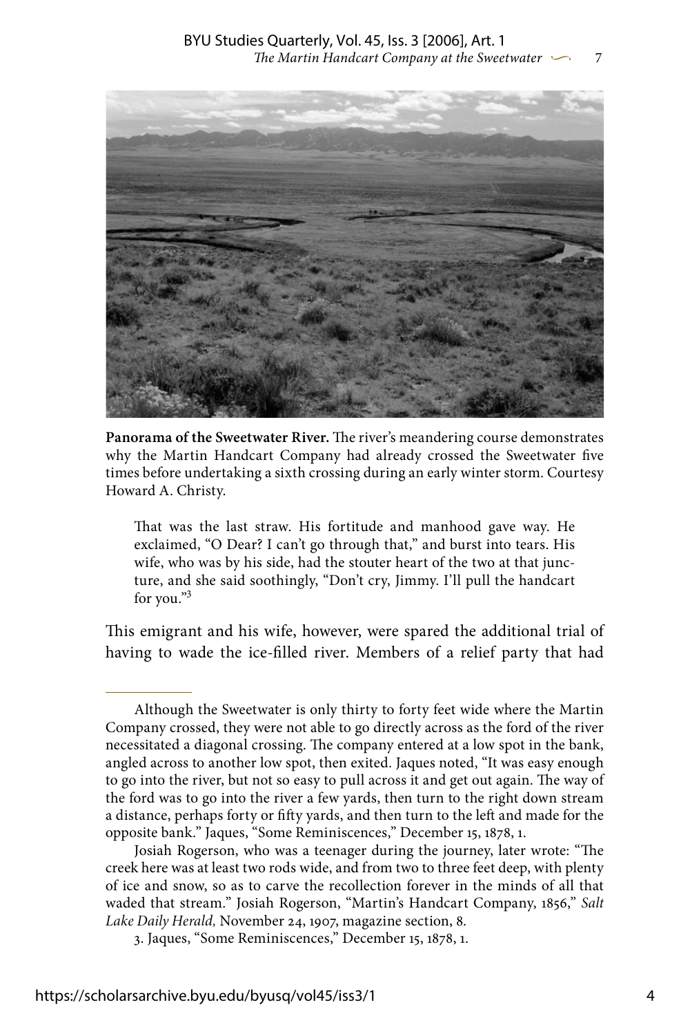**Panorama of the Sweetwater River.** The river's meandering course demonstrates why the Martin Handcart Company had already crossed the Sweetwater five times before undertaking a sixth crossing during an early winter storm. Courtesy Howard A. Christy.

> That was the last straw. His fortitude and manhood gave way. He exclaimed, "O Dear? I can't go through that," and burst into tears. His wife, who was by his side, had the stouter heart of the two at that juncture, and she said soothingly, "Don't cry, Jimmy. I'll pull the handcart for you."[3]

This emigrant and his wife, however, were spared the additional trial of having to wade the ice-filled river. Members of a relief party that had

---

Although the Sweetwater is only thirty to forty feet wide where the Martin Company crossed, they were not able to go directly across as the ford of the river necessitated a diagonal crossing. The company entered at a low spot in the bank, angled across to another low spot, then exited. Jaques noted, "It was easy enough to go into the river, but not so easy to pull across it and get out again. The way of the ford was to go into the river a few yards, then turn to the right down stream a distance, perhaps forty or fifty yards, and then turn to the left and made for the opposite bank." Jaques, "Some Reminiscences," December 15, 1878, 1.

Josiah Rogerson, who was a teenager during the journey, later wrote: "The creek here was at least two rods wide, and from two to three feet deep, with plenty of ice and snow, so as to carve the recollection forever in the minds of all that waded that stream." Josiah Rogerson, "Martin's Handcart Company, 1856," *Salt Lake Daily Herald,* November 24, 1907, magazine section, 8.

3. Jaques, "Some Reminiscences," December 15, 1878, 1.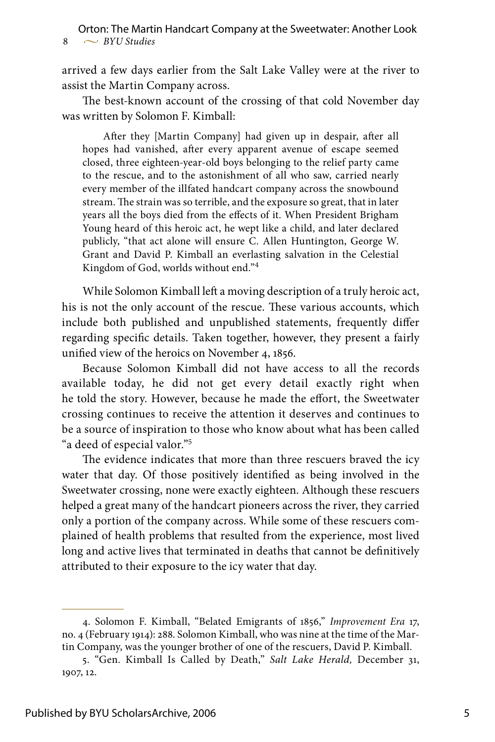arrived a few days earlier from the Salt Lake Valley were at the river to assist the Martin Company across.

The best-known account of the crossing of that cold November day was written by Solomon F. Kimball:

> After they [Martin Company] had given up in despair, after all hopes had vanished, after every apparent avenue of escape seemed closed, three eighteen-year-old boys belonging to the relief party came to the rescue, and to the astonishment of all who saw, carried nearly every member of the illfated handcart company across the snowbound stream. The strain was so terrible, and the exposure so great, that in later years all the boys died from the effects of it. When President Brigham Young heard of this heroic act, he wept like a child, and later declared publicly, "that act alone will ensure C. Allen Huntington, George W. Grant and David P. Kimball an everlasting salvation in the Celestial Kingdom of God, worlds without end."[4]

While Solomon Kimball left a moving description of a truly heroic act, his is not the only account of the rescue. These various accounts, which include both published and unpublished statements, frequently differ regarding specific details. Taken together, however, they present a fairly unified view of the heroics on November 4, 1856.

Because Solomon Kimball did not have access to all the records available today, he did not get every detail exactly right when he told the story. However, because he made the effort, the Sweetwater crossing continues to receive the attention it deserves and continues to be a source of inspiration to those who know about what has been called "a deed of especial valor."[5]

The evidence indicates that more than three rescuers braved the icy water that day. Of those positively identified as being involved in the Sweetwater crossing, none were exactly eighteen. Although these rescuers helped a great many of the handcart pioneers across the river, they carried only a portion of the company across. While some of these rescuers complained of health problems that resulted from the experience, most lived long and active lives that terminated in deaths that cannot be definitively attributed to their exposure to the icy water that day.

---

4. Solomon F. Kimball, "Belated Emigrants of 1856," *Improvement Era* 17, no. 4 (February 1914): 288. Solomon Kimball, who was nine at the time of the Martin Company, was the younger brother of one of the rescuers, David P. Kimball.

5. "Gen. Kimball Is Called by Death," *Salt Lake Herald,* December 31, 1907, 12.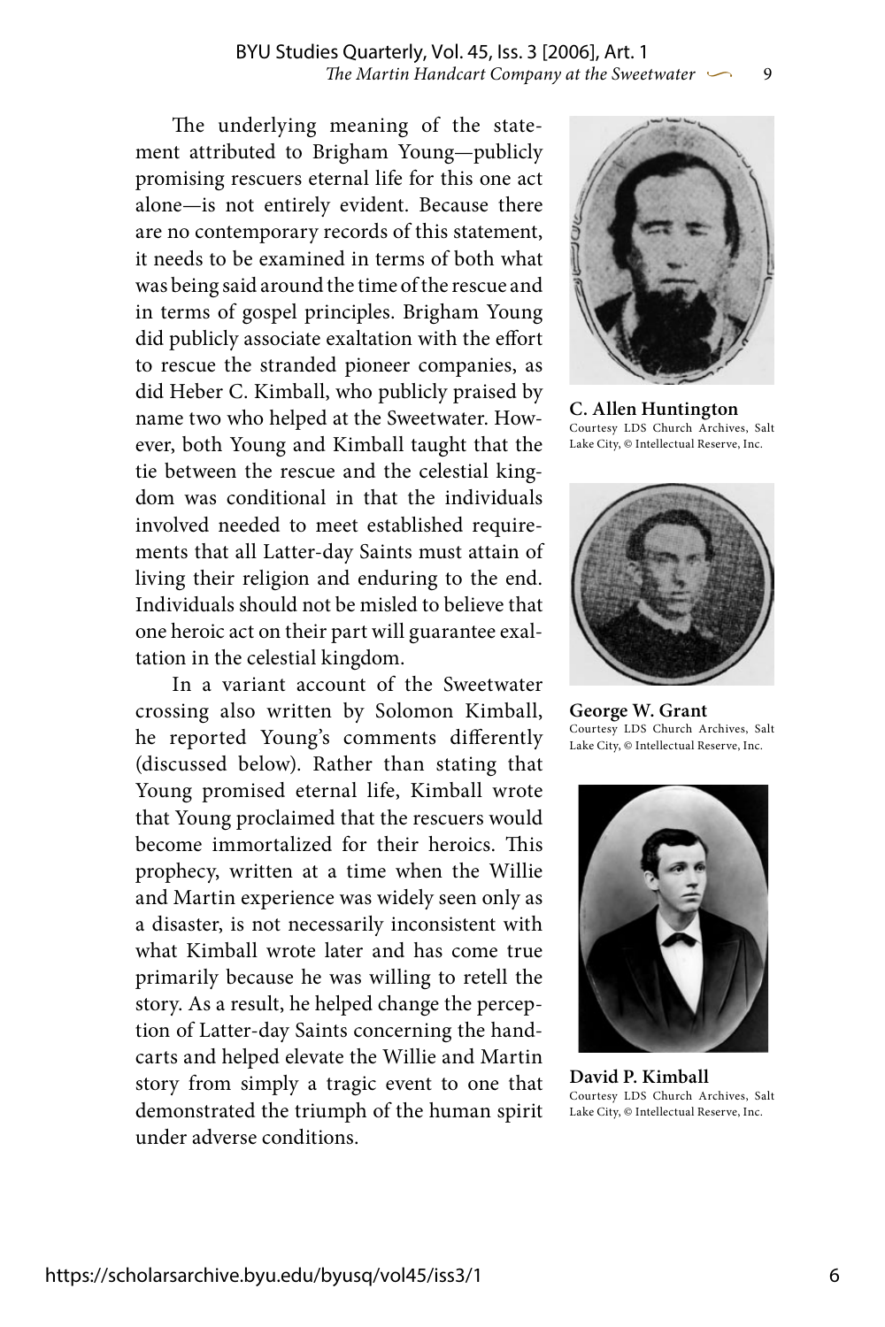The underlying meaning of the statement attributed to Brigham Young—publicly promising rescuers eternal life for this one act alone—is not entirely evident. Because there are no contemporary records of this statement, it needs to be examined in terms of both what was being said around the time of the rescue and in terms of gospel principles. Brigham Young did publicly associate exaltation with the effort to rescue the stranded pioneer companies, as did Heber C. Kimball, who publicly praised by name two who helped at the Sweetwater. However, both Young and Kimball taught that the tie between the rescue and the celestial kingdom was conditional in that the individuals involved needed to meet established requirements that all Latter-day Saints must attain of living their religion and enduring to the end. Individuals should not be misled to believe that one heroic act on their part will guarantee exaltation in the celestial kingdom.

In a variant account of the Sweetwater crossing also written by Solomon Kimball, he reported Young's comments differently (discussed below). Rather than stating that Young promised eternal life, Kimball wrote that Young proclaimed that the rescuers would become immortalized for their heroics. This prophecy, written at a time when the Willie and Martin experience was widely seen only as a disaster, is not necessarily inconsistent with what Kimball wrote later and has come true primarily because he was willing to retell the story. As a result, he helped change the perception of Latter-day Saints concerning the handcarts and helped elevate the Willie and Martin story from simply a tragic event to one that demonstrated the triumph of the human spirit under adverse conditions.

**C. Allen Huntington**
Courtesy LDS Church Archives, Salt Lake City, © Intellectual Reserve, Inc.

**George W. Grant**
Courtesy LDS Church Archives, Salt Lake City, © Intellectual Reserve, Inc.

**David P. Kimball**
Courtesy LDS Church Archives, Salt Lake City, © Intellectual Reserve, Inc.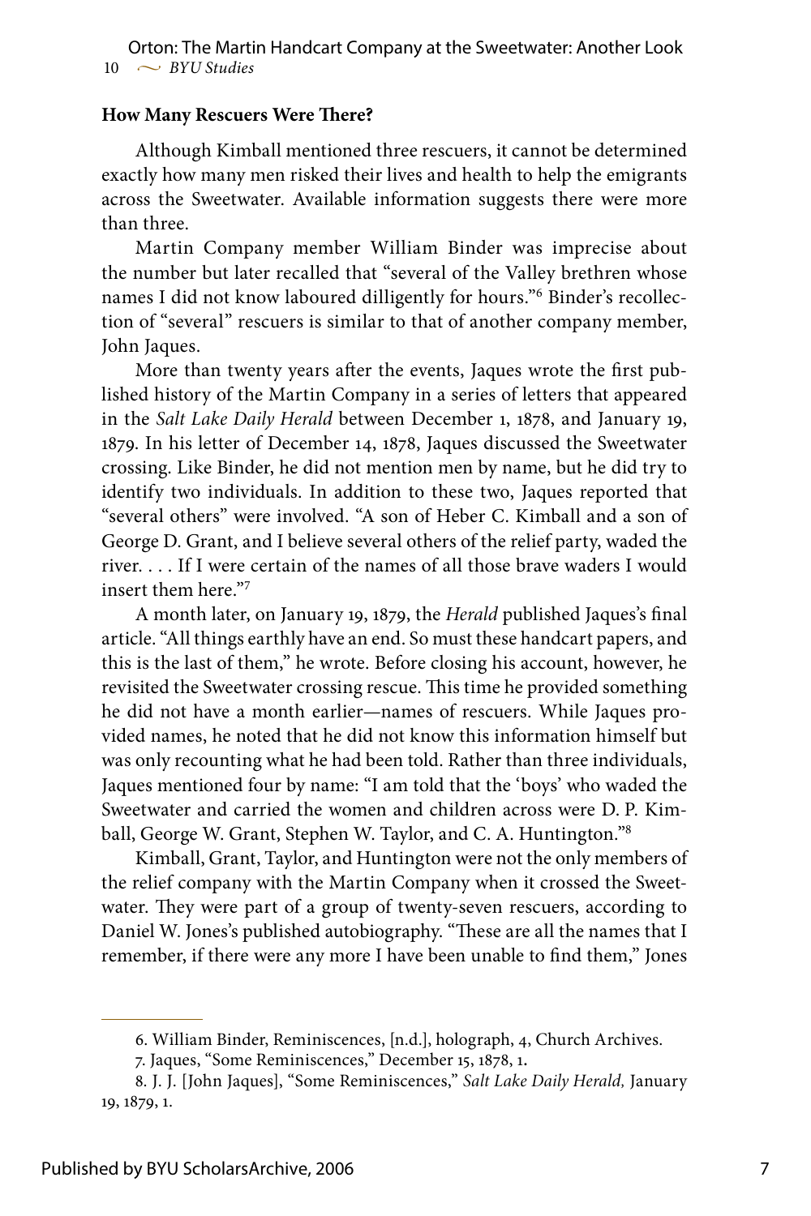**How Many Rescuers Were There?**

Although Kimball mentioned three rescuers, it cannot be determined exactly how many men risked their lives and health to help the emigrants across the Sweetwater. Available information suggests there were more than three.

Martin Company member William Binder was imprecise about the number but later recalled that "several of the Valley brethren whose names I did not know laboured dilligently for hours."[6] Binder's recollection of "several" rescuers is similar to that of another company member, John Jaques.

More than twenty years after the events, Jaques wrote the first published history of the Martin Company in a series of letters that appeared in the *Salt Lake Daily Herald* between December 1, 1878, and January 19, 1879. In his letter of December 14, 1878, Jaques discussed the Sweetwater crossing. Like Binder, he did not mention men by name, but he did try to identify two individuals. In addition to these two, Jaques reported that "several others" were involved. "A son of Heber C. Kimball and a son of George D. Grant, and I believe several others of the relief party, waded the river. . . . If I were certain of the names of all those brave waders I would insert them here."[7]

A month later, on January 19, 1879, the *Herald* published Jaques's final article. "All things earthly have an end. So must these handcart papers, and this is the last of them," he wrote. Before closing his account, however, he revisited the Sweetwater crossing rescue. This time he provided something he did not have a month earlier—names of rescuers. While Jaques provided names, he noted that he did not know this information himself but was only recounting what he had been told. Rather than three individuals, Jaques mentioned four by name: "I am told that the 'boys' who waded the Sweetwater and carried the women and children across were D. P. Kimball, George W. Grant, Stephen W. Taylor, and C. A. Huntington."[8]

Kimball, Grant, Taylor, and Huntington were not the only members of the relief company with the Martin Company when it crossed the Sweetwater. They were part of a group of twenty-seven rescuers, according to Daniel W. Jones's published autobiography. "These are all the names that I remember, if there were any more I have been unable to find them," Jones

---

6. William Binder, Reminiscences, [n.d.], holograph, 4, Church Archives.

7. Jaques, "Some Reminiscences," December 15, 1878, 1.

8. J. J. [John Jaques], "Some Reminiscences," *Salt Lake Daily Herald,* January 19, 1879, 1.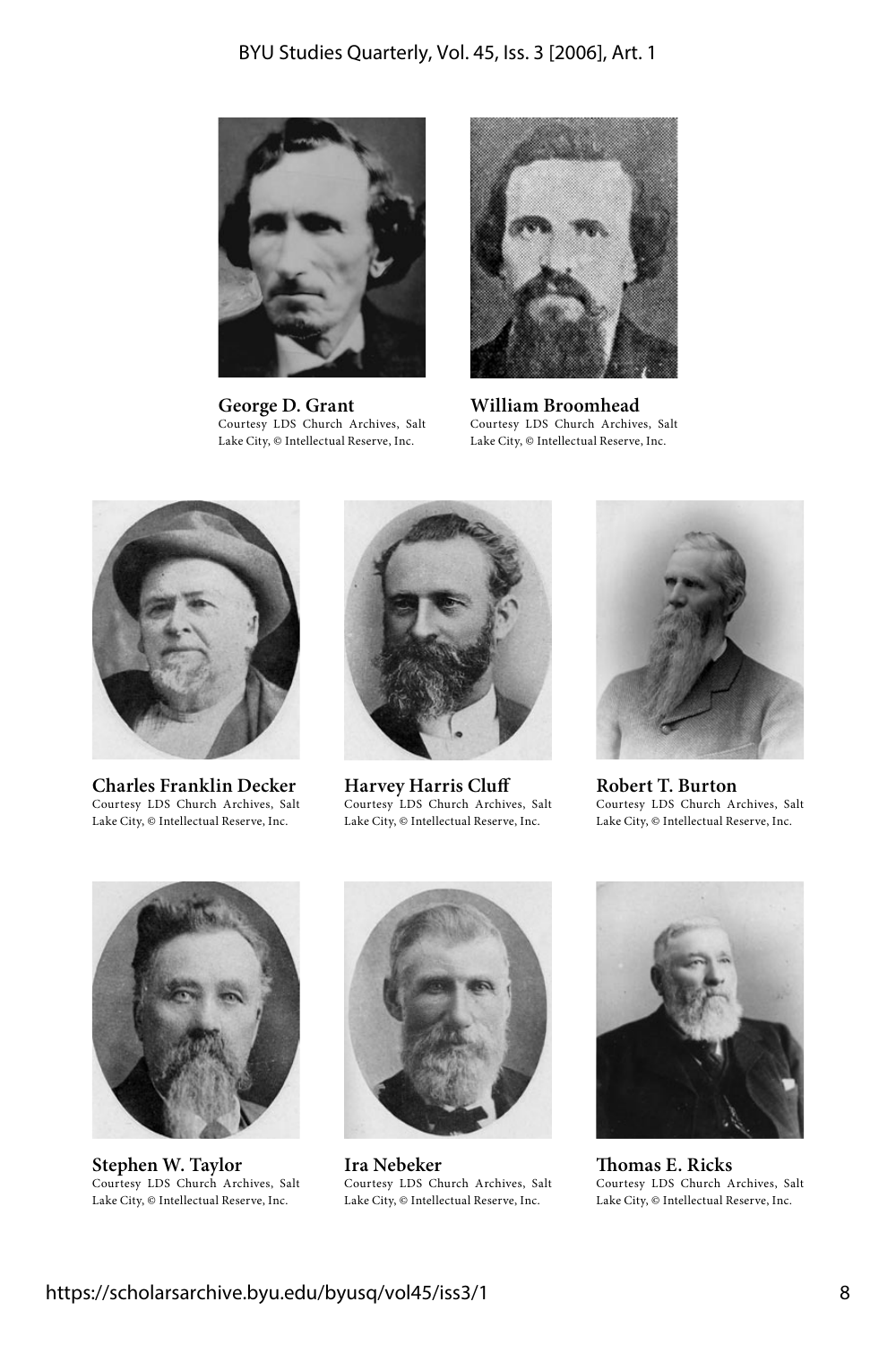**George D. Grant**
Courtesy LDS Church Archives, Salt Lake City, © Intellectual Reserve, Inc.

**William Broomhead**
Courtesy LDS Church Archives, Salt Lake City, © Intellectual Reserve, Inc.

**Charles Franklin Decker**
Courtesy LDS Church Archives, Salt Lake City, © Intellectual Reserve, Inc.

**Harvey Harris Cluff**
Courtesy LDS Church Archives, Salt Lake City, © Intellectual Reserve, Inc.

**Robert T. Burton**
Courtesy LDS Church Archives, Salt Lake City, © Intellectual Reserve, Inc.

**Stephen W. Taylor**
Courtesy LDS Church Archives, Salt Lake City, © Intellectual Reserve, Inc.

**Ira Nebeker**
Courtesy LDS Church Archives, Salt Lake City, © Intellectual Reserve, Inc.

**Thomas E. Ricks**
Courtesy LDS Church Archives, Salt Lake City, © Intellectual Reserve, Inc.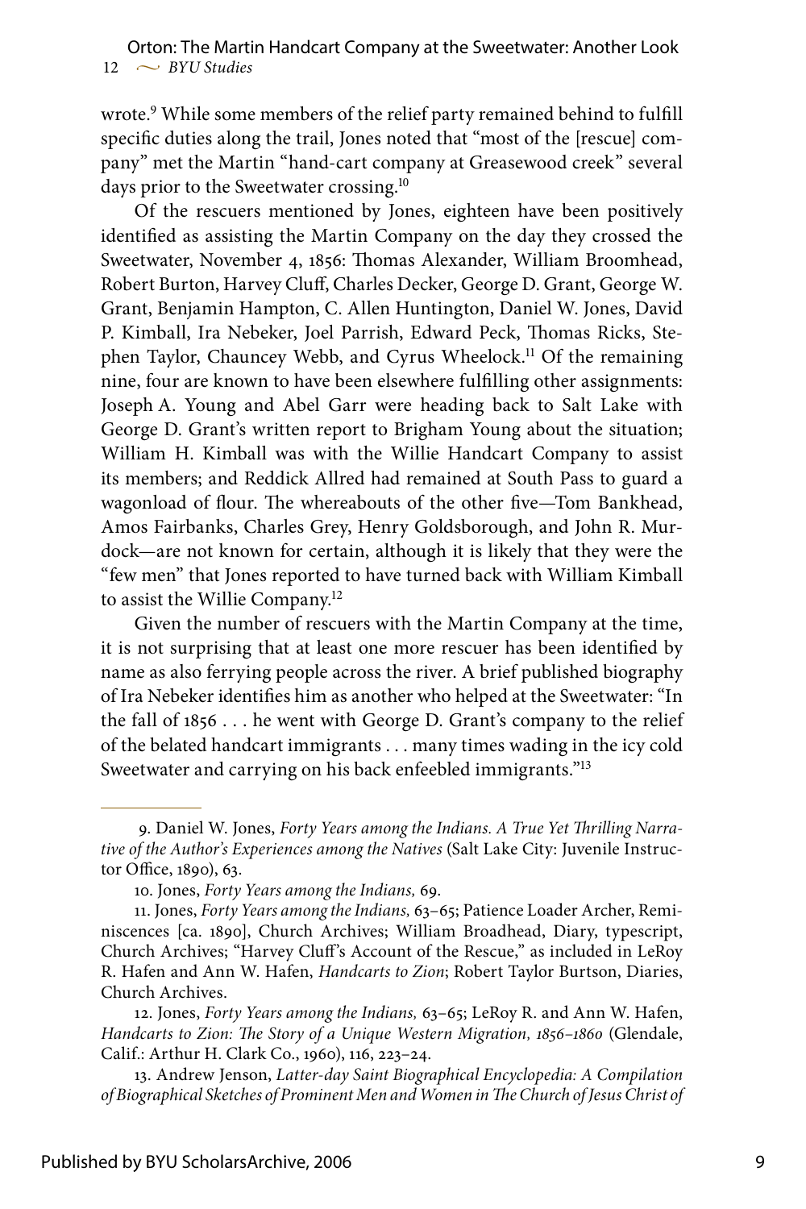wrote.[9] While some members of the relief party remained behind to fulfill specific duties along the trail, Jones noted that "most of the [rescue] company" met the Martin "hand-cart company at Greasewood creek" several days prior to the Sweetwater crossing.[10]

Of the rescuers mentioned by Jones, eighteen have been positively identified as assisting the Martin Company on the day they crossed the Sweetwater, November 4, 1856: Thomas Alexander, William Broomhead, Robert Burton, Harvey Cluff, Charles Decker, George D. Grant, George W. Grant, Benjamin Hampton, C. Allen Huntington, Daniel W. Jones, David P. Kimball, Ira Nebeker, Joel Parrish, Edward Peck, Thomas Ricks, Stephen Taylor, Chauncey Webb, and Cyrus Wheelock.[11] Of the remaining nine, four are known to have been elsewhere fulfilling other assignments: Joseph A. Young and Abel Garr were heading back to Salt Lake with George D. Grant's written report to Brigham Young about the situation; William H. Kimball was with the Willie Handcart Company to assist its members; and Reddick Allred had remained at South Pass to guard a wagonload of flour. The whereabouts of the other five—Tom Bankhead, Amos Fairbanks, Charles Grey, Henry Goldsborough, and John R. Murdock—are not known for certain, although it is likely that they were the "few men" that Jones reported to have turned back with William Kimball to assist the Willie Company.[12]

Given the number of rescuers with the Martin Company at the time, it is not surprising that at least one more rescuer has been identified by name as also ferrying people across the river. A brief published biography of Ira Nebeker identifies him as another who helped at the Sweetwater: "In the fall of 1856 . . . he went with George D. Grant's company to the relief of the belated handcart immigrants . . . many times wading in the icy cold Sweetwater and carrying on his back enfeebled immigrants."[13]

---

9. Daniel W. Jones, *Forty Years among the Indians. A True Yet Thrilling Narrative of the Author's Experiences among the Natives* (Salt Lake City: Juvenile Instructor Office, 1890), 63.

10. Jones, *Forty Years among the Indians,* 69.

11. Jones, *Forty Years among the Indians,* 63–65; Patience Loader Archer, Reminiscences [ca. 1890], Church Archives; William Broadhead, Diary, typescript, Church Archives; "Harvey Cluff's Account of the Rescue," as included in LeRoy R. Hafen and Ann W. Hafen, *Handcarts to Zion*; Robert Taylor Burtson, Diaries, Church Archives.

12. Jones, *Forty Years among the Indians,* 63–65; LeRoy R. and Ann W. Hafen, *Handcarts to Zion: The Story of a Unique Western Migration, 1856–1860* (Glendale, Calif.: Arthur H. Clark Co., 1960), 116, 223–24.

13. Andrew Jenson, *Latter-day Saint Biographical Encyclopedia: A Compilation of Biographical Sketches of Prominent Men and Women in The Church of Jesus Christ of*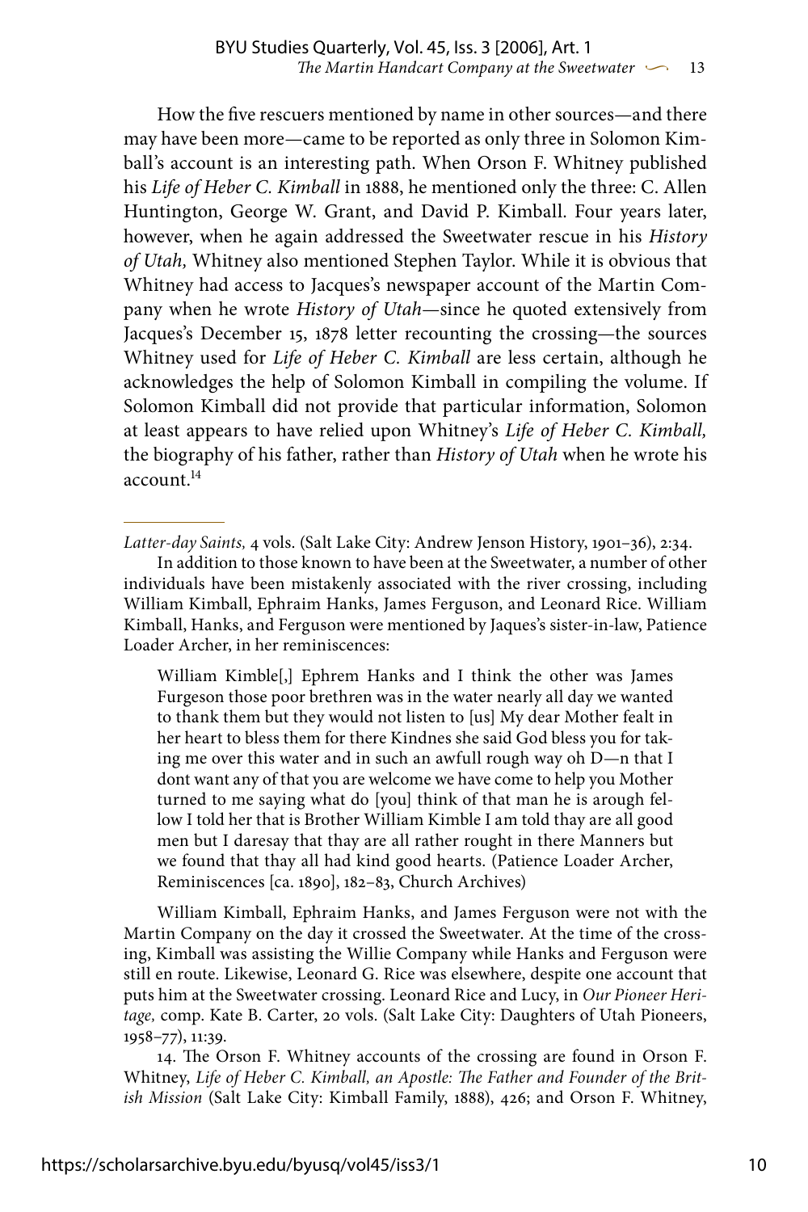How the five rescuers mentioned by name in other sources—and there may have been more—came to be reported as only three in Solomon Kimball's account is an interesting path. When Orson F. Whitney published his *Life of Heber C. Kimball* in 1888, he mentioned only the three: C. Allen Huntington, George W. Grant, and David P. Kimball. Four years later, however, when he again addressed the Sweetwater rescue in his *History of Utah,* Whitney also mentioned Stephen Taylor. While it is obvious that Whitney had access to Jacques's newspaper account of the Martin Company when he wrote *History of Utah*—since he quoted extensively from Jacques's December 15, 1878 letter recounting the crossing—the sources Whitney used for *Life of Heber C. Kimball* are less certain, although he acknowledges the help of Solomon Kimball in compiling the volume. If Solomon Kimball did not provide that particular information, Solomon at least appears to have relied upon Whitney's *Life of Heber C. Kimball,* the biography of his father, rather than *History of Utah* when he wrote his account.[14]

---

*Latter-day Saints,* 4 vols. (Salt Lake City: Andrew Jenson History, 1901–36), 2:34.

In addition to those known to have been at the Sweetwater, a number of other individuals have been mistakenly associated with the river crossing, including William Kimball, Ephraim Hanks, James Ferguson, and Leonard Rice. William Kimball, Hanks, and Ferguson were mentioned by Jaques's sister-in-law, Patience Loader Archer, in her reminiscences:

> William Kimble[,] Ephrem Hanks and I think the other was James Furgeson those poor brethren was in the water nearly all day we wanted to thank them but they would not listen to [us] My dear Mother fealt in her heart to bless them for there Kindnes she said God bless you for taking me over this water and in such an awfull rough way oh D—n that I dont want any of that you are welcome we have come to help you Mother turned to me saying what do [you] think of that man he is arough fellow I told her that is Brother William Kimble I am told thay are all good men but I daresay that thay are all rather rought in there Manners but we found that thay all had kind good hearts. (Patience Loader Archer, Reminiscences [ca. 1890], 182–83, Church Archives)

William Kimball, Ephraim Hanks, and James Ferguson were not with the Martin Company on the day it crossed the Sweetwater. At the time of the crossing, Kimball was assisting the Willie Company while Hanks and Ferguson were still en route. Likewise, Leonard G. Rice was elsewhere, despite one account that puts him at the Sweetwater crossing. Leonard Rice and Lucy, in *Our Pioneer Heritage,* comp. Kate B. Carter, 20 vols. (Salt Lake City: Daughters of Utah Pioneers, 1958–77), 11:39.

14. The Orson F. Whitney accounts of the crossing are found in Orson F. Whitney, *Life of Heber C. Kimball, an Apostle: The Father and Founder of the British Mission* (Salt Lake City: Kimball Family, 1888), 426; and Orson F. Whitney,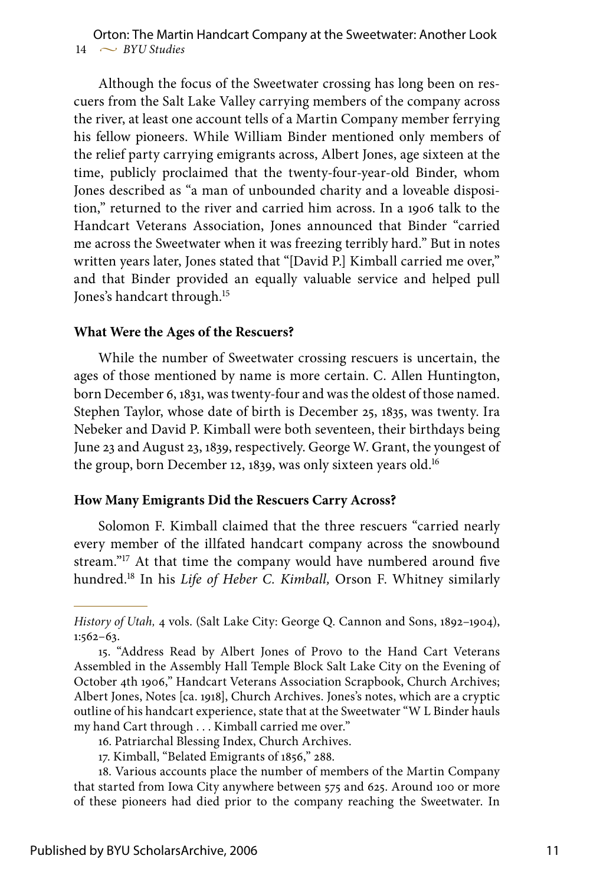Although the focus of the Sweetwater crossing has long been on rescuers from the Salt Lake Valley carrying members of the company across the river, at least one account tells of a Martin Company member ferrying his fellow pioneers. While William Binder mentioned only members of the relief party carrying emigrants across, Albert Jones, age sixteen at the time, publicly proclaimed that the twenty-four-year-old Binder, whom Jones described as "a man of unbounded charity and a loveable disposition," returned to the river and carried him across. In a 1906 talk to the Handcart Veterans Association, Jones announced that Binder "carried me across the Sweetwater when it was freezing terribly hard." But in notes written years later, Jones stated that "[David P.] Kimball carried me over," and that Binder provided an equally valuable service and helped pull Jones's handcart through.[15]

**What Were the Ages of the Rescuers?**

While the number of Sweetwater crossing rescuers is uncertain, the ages of those mentioned by name is more certain. C. Allen Huntington, born December 6, 1831, was twenty-four and was the oldest of those named. Stephen Taylor, whose date of birth is December 25, 1835, was twenty. Ira Nebeker and David P. Kimball were both seventeen, their birthdays being June 23 and August 23, 1839, respectively. George W. Grant, the youngest of the group, born December 12, 1839, was only sixteen years old.[16]

**How Many Emigrants Did the Rescuers Carry Across?**

Solomon F. Kimball claimed that the three rescuers "carried nearly every member of the illfated handcart company across the snowbound stream."[17] At that time the company would have numbered around five hundred.[18] In his *Life of Heber C. Kimball,* Orson F. Whitney similarly

---

*History of Utah,* 4 vols. (Salt Lake City: George Q. Cannon and Sons, 1892–1904), 1:562–63.

15. "Address Read by Albert Jones of Provo to the Hand Cart Veterans Assembled in the Assembly Hall Temple Block Salt Lake City on the Evening of October 4th 1906," Handcart Veterans Association Scrapbook, Church Archives; Albert Jones, Notes [ca. 1918], Church Archives. Jones's notes, which are a cryptic outline of his handcart experience, state that at the Sweetwater "W L Binder hauls my hand Cart through . . . Kimball carried me over."

16. Patriarchal Blessing Index, Church Archives.

17. Kimball, "Belated Emigrants of 1856," 288.

18. Various accounts place the number of members of the Martin Company that started from Iowa City anywhere between 575 and 625. Around 100 or more of these pioneers had died prior to the company reaching the Sweetwater. In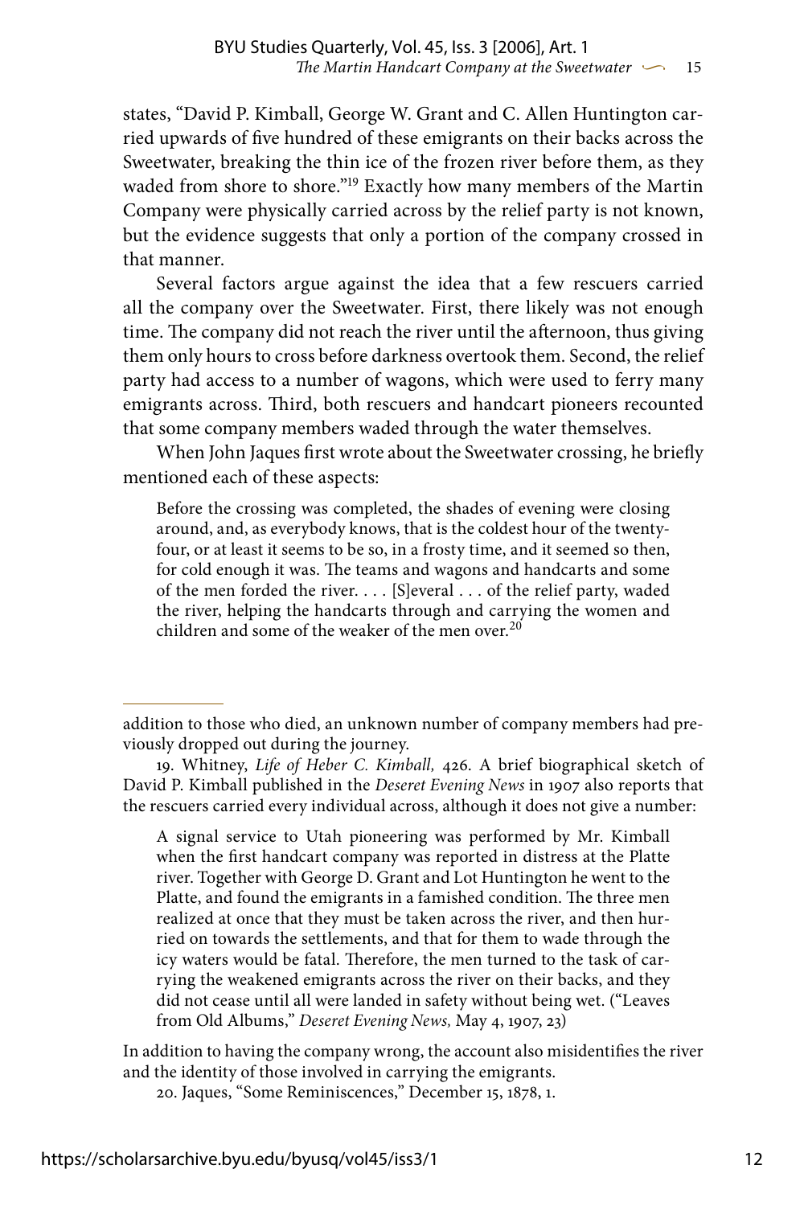states, "David P. Kimball, George W. Grant and C. Allen Huntington carried upwards of five hundred of these emigrants on their backs across the Sweetwater, breaking the thin ice of the frozen river before them, as they waded from shore to shore."[19] Exactly how many members of the Martin Company were physically carried across by the relief party is not known, but the evidence suggests that only a portion of the company crossed in that manner.

Several factors argue against the idea that a few rescuers carried all the company over the Sweetwater. First, there likely was not enough time. The company did not reach the river until the afternoon, thus giving them only hours to cross before darkness overtook them. Second, the relief party had access to a number of wagons, which were used to ferry many emigrants across. Third, both rescuers and handcart pioneers recounted that some company members waded through the water themselves.

When John Jaques first wrote about the Sweetwater crossing, he briefly mentioned each of these aspects:

> Before the crossing was completed, the shades of evening were closing around, and, as everybody knows, that is the coldest hour of the twenty-four, or at least it seems to be so, in a frosty time, and it seemed so then, for cold enough it was. The teams and wagons and handcarts and some of the men forded the river. . . . [S]everal . . . of the relief party, waded the river, helping the handcarts through and carrying the women and children and some of the weaker of the men over.[20]

---

addition to those who died, an unknown number of company members had previously dropped out during the journey.

19. Whitney, *Life of Heber C. Kimball,* 426. A brief biographical sketch of David P. Kimball published in the *Deseret Evening News* in 1907 also reports that the rescuers carried every individual across, although it does not give a number:

> A signal service to Utah pioneering was performed by Mr. Kimball when the first handcart company was reported in distress at the Platte river. Together with George D. Grant and Lot Huntington he went to the Platte, and found the emigrants in a famished condition. The three men realized at once that they must be taken across the river, and then hurried on towards the settlements, and that for them to wade through the icy waters would be fatal. Therefore, the men turned to the task of carrying the weakened emigrants across the river on their backs, and they did not cease until all were landed in safety without being wet. ("Leaves from Old Albums," *Deseret Evening News,* May 4, 1907, 23)

In addition to having the company wrong, the account also misidentifies the river and the identity of those involved in carrying the emigrants.

20. Jaques, "Some Reminiscences," December 15, 1878, 1.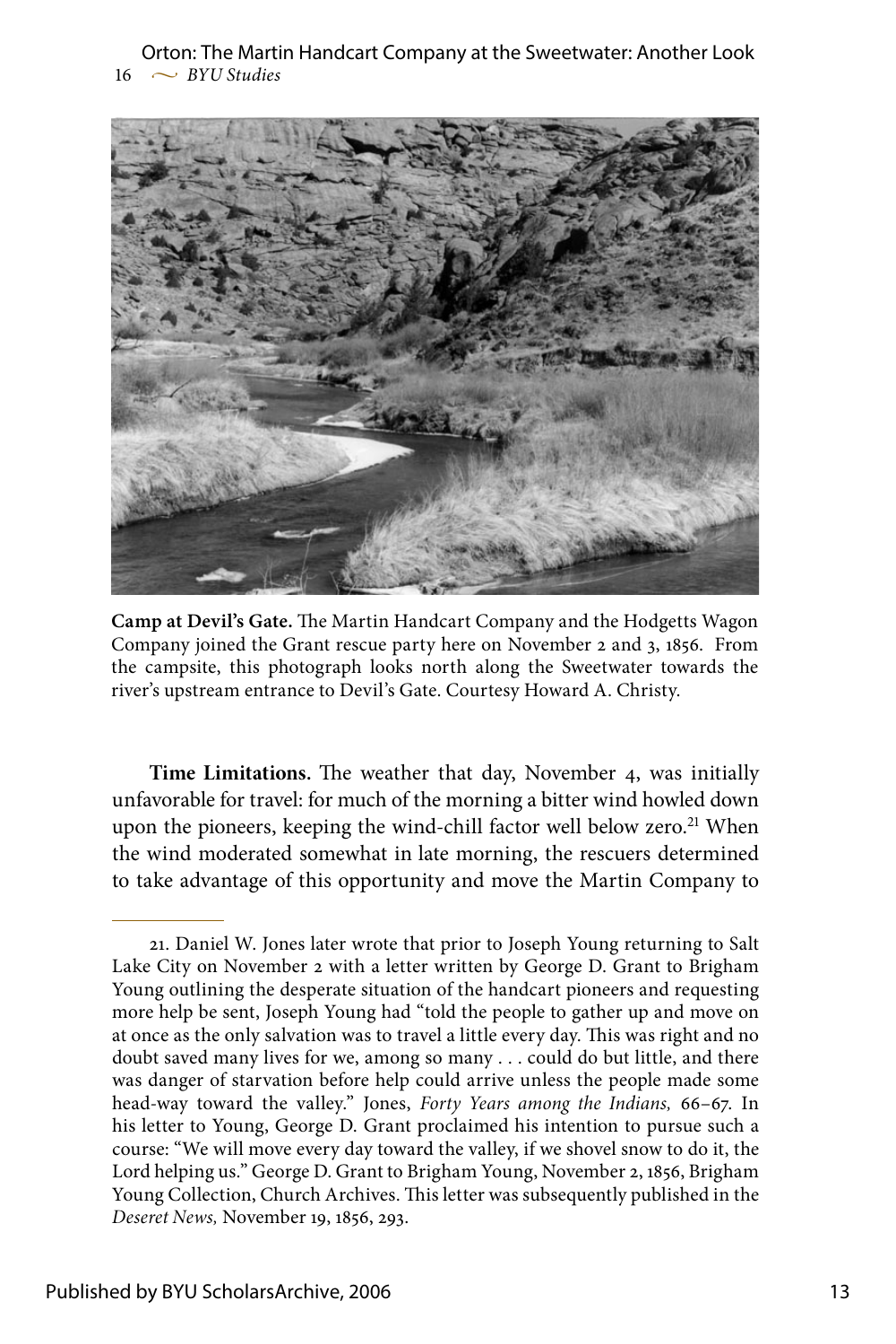**Camp at Devil's Gate.** The Martin Handcart Company and the Hodgetts Wagon Company joined the Grant rescue party here on November 2 and 3, 1856. From the campsite, this photograph looks north along the Sweetwater towards the river's upstream entrance to Devil's Gate. Courtesy Howard A. Christy.

**Time Limitations.** The weather that day, November 4, was initially unfavorable for travel: for much of the morning a bitter wind howled down upon the pioneers, keeping the wind-chill factor well below zero.[21] When the wind moderated somewhat in late morning, the rescuers determined to take advantage of this opportunity and move the Martin Company to

---

21. Daniel W. Jones later wrote that prior to Joseph Young returning to Salt Lake City on November 2 with a letter written by George D. Grant to Brigham Young outlining the desperate situation of the handcart pioneers and requesting more help be sent, Joseph Young had "told the people to gather up and move on at once as the only salvation was to travel a little every day. This was right and no doubt saved many lives for we, among so many . . . could do but little, and there was danger of starvation before help could arrive unless the people made some head-way toward the valley." Jones, *Forty Years among the Indians,* 66–67. In his letter to Young, George D. Grant proclaimed his intention to pursue such a course: "We will move every day toward the valley, if we shovel snow to do it, the Lord helping us." George D. Grant to Brigham Young, November 2, 1856, Brigham Young Collection, Church Archives. This letter was subsequently published in the *Deseret News,* November 19, 1856, 293.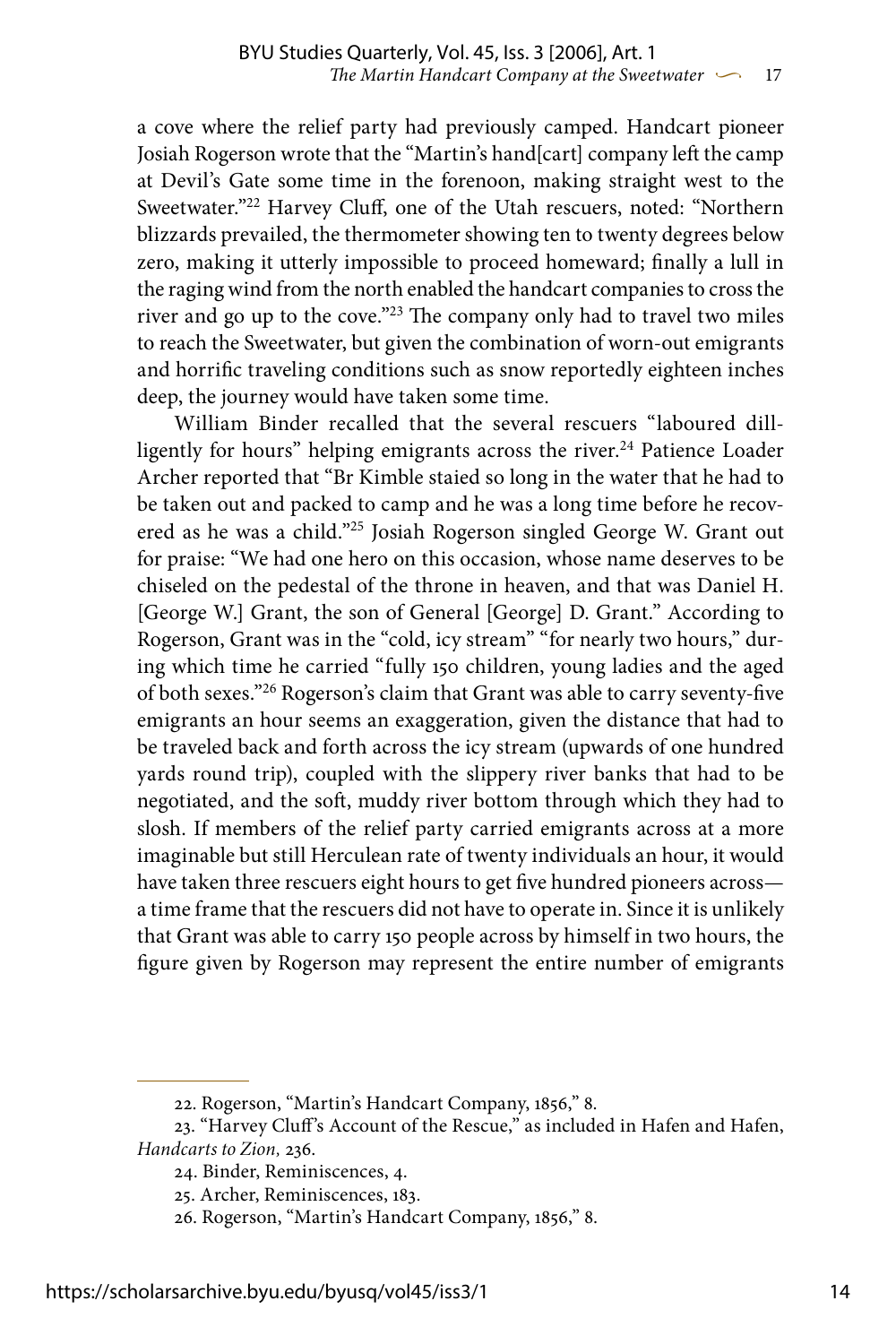a cove where the relief party had previously camped. Handcart pioneer Josiah Rogerson wrote that the "Martin's hand[cart] company left the camp at Devil's Gate some time in the forenoon, making straight west to the Sweetwater."[22] Harvey Cluff, one of the Utah rescuers, noted: "Northern blizzards prevailed, the thermometer showing ten to twenty degrees below zero, making it utterly impossible to proceed homeward; finally a lull in the raging wind from the north enabled the handcart companies to cross the river and go up to the cove."[23] The company only had to travel two miles to reach the Sweetwater, but given the combination of worn-out emigrants and horrific traveling conditions such as snow reportedly eighteen inches deep, the journey would have taken some time.

William Binder recalled that the several rescuers "laboured dilll-ligently for hours" helping emigrants across the river.[24] Patience Loader Archer reported that "Br Kimble staied so long in the water that he had to be taken out and packed to camp and he was a long time before he recovered as he was a child."[25] Josiah Rogerson singled George W. Grant out for praise: "We had one hero on this occasion, whose name deserves to be chiseled on the pedestal of the throne in heaven, and that was Daniel H. [George W.] Grant, the son of General [George] D. Grant." According to Rogerson, Grant was in the "cold, icy stream" "for nearly two hours," during which time he carried "fully 150 children, young ladies and the aged of both sexes."[26] Rogerson's claim that Grant was able to carry seventy-five emigrants an hour seems an exaggeration, given the distance that had to be traveled back and forth across the icy stream (upwards of one hundred yards round trip), coupled with the slippery river banks that had to be negotiated, and the soft, muddy river bottom through which they had to slosh. If members of the relief party carried emigrants across at a more imaginable but still Herculean rate of twenty individuals an hour, it would have taken three rescuers eight hours to get five hundred pioneers across—a time frame that the rescuers did not have to operate in. Since it is unlikely that Grant was able to carry 150 people across by himself in two hours, the figure given by Rogerson may represent the entire number of emigrants

---

22. Rogerson, "Martin's Handcart Company, 1856," 8.

23. "Harvey Cluff's Account of the Rescue," as included in Hafen and Hafen, *Handcarts to Zion,* 236.

24. Binder, Reminiscences, 4.

25. Archer, Reminiscences, 183.

26. Rogerson, "Martin's Handcart Company, 1856," 8.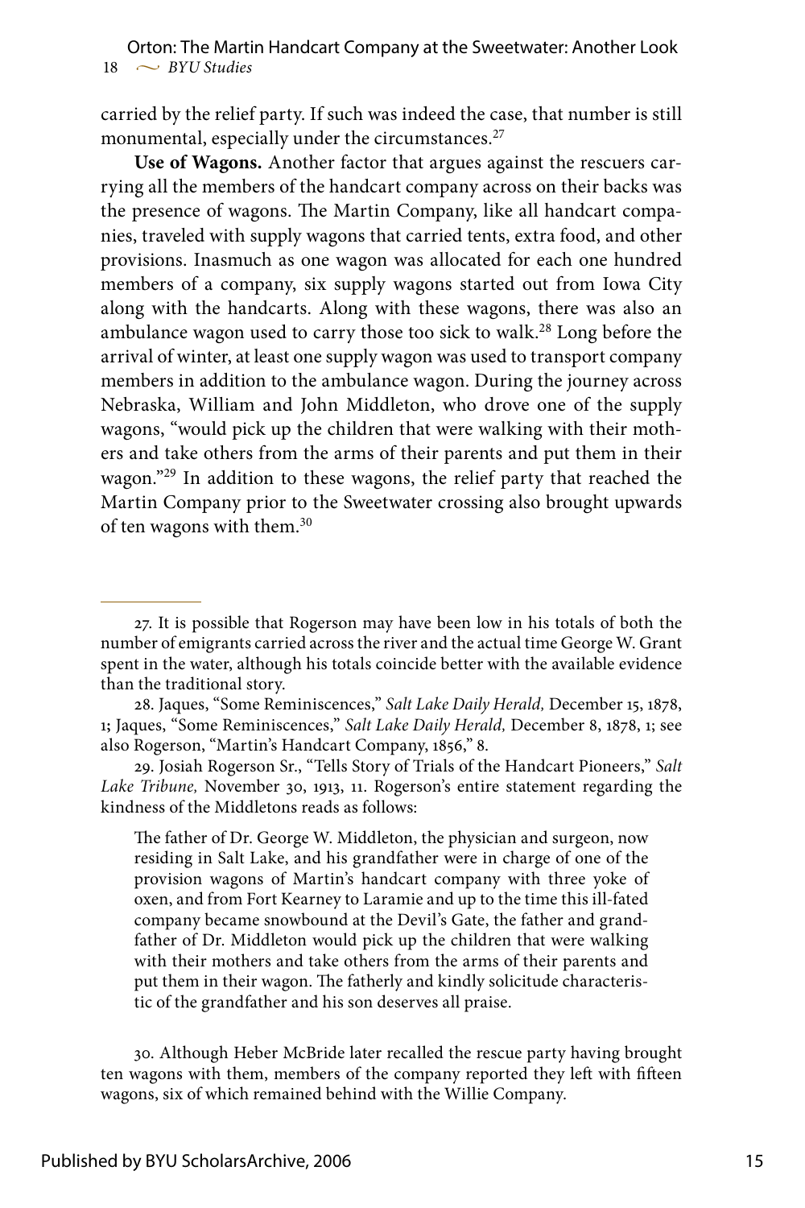carried by the relief party. If such was indeed the case, that number is still monumental, especially under the circumstances.[27]

**Use of Wagons.** Another factor that argues against the rescuers carrying all the members of the handcart company across on their backs was the presence of wagons. The Martin Company, like all handcart companies, traveled with supply wagons that carried tents, extra food, and other provisions. Inasmuch as one wagon was allocated for each one hundred members of a company, six supply wagons started out from Iowa City along with the handcarts. Along with these wagons, there was also an ambulance wagon used to carry those too sick to walk.[28] Long before the arrival of winter, at least one supply wagon was used to transport company members in addition to the ambulance wagon. During the journey across Nebraska, William and John Middleton, who drove one of the supply wagons, "would pick up the children that were walking with their mothers and take others from the arms of their parents and put them in their wagon."[29] In addition to these wagons, the relief party that reached the Martin Company prior to the Sweetwater crossing also brought upwards of ten wagons with them.[30]

---

27. It is possible that Rogerson may have been low in his totals of both the number of emigrants carried across the river and the actual time George W. Grant spent in the water, although his totals coincide better with the available evidence than the traditional story.

28. Jaques, "Some Reminiscences," *Salt Lake Daily Herald,* December 15, 1878, 1; Jaques, "Some Reminiscences," *Salt Lake Daily Herald,* December 8, 1878, 1; see also Rogerson, "Martin's Handcart Company, 1856," 8.

29. Josiah Rogerson Sr., "Tells Story of Trials of the Handcart Pioneers," *Salt Lake Tribune,* November 30, 1913, 11. Rogerson's entire statement regarding the kindness of the Middletons reads as follows:

> The father of Dr. George W. Middleton, the physician and surgeon, now residing in Salt Lake, and his grandfather were in charge of one of the provision wagons of Martin's handcart company with three yoke of oxen, and from Fort Kearney to Laramie and up to the time this ill-fated company became snowbound at the Devil's Gate, the father and grandfather of Dr. Middleton would pick up the children that were walking with their mothers and take others from the arms of their parents and put them in their wagon. The fatherly and kindly solicitude characteristic of the grandfather and his son deserves all praise.

30. Although Heber McBride later recalled the rescue party having brought ten wagons with them, members of the company reported they left with fifteen wagons, six of which remained behind with the Willie Company.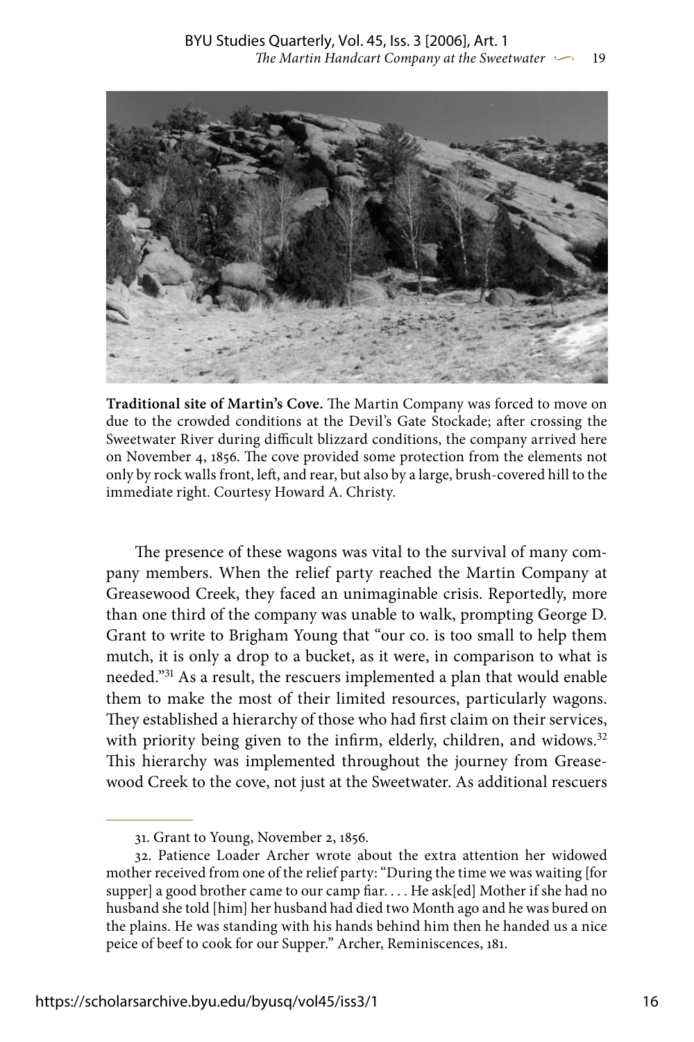**Traditional site of Martin's Cove.** The Martin Company was forced to move on due to the crowded conditions at the Devil's Gate Stockade; after crossing the Sweetwater River during difficult blizzard conditions, the company arrived here on November 4, 1856. The cove provided some protection from the elements not only by rock walls front, left, and rear, but also by a large, brush-covered hill to the immediate right. Courtesy Howard A. Christy.

The presence of these wagons was vital to the survival of many company members. When the relief party reached the Martin Company at Greasewood Creek, they faced an unimaginable crisis. Reportedly, more than one third of the company was unable to walk, prompting George D. Grant to write to Brigham Young that "our co. is too small to help them mutch, it is only a drop to a bucket, as it were, in comparison to what is needed."[31] As a result, the rescuers implemented a plan that would enable them to make the most of their limited resources, particularly wagons. They established a hierarchy of those who had first claim on their services, with priority being given to the infirm, elderly, children, and widows.[32] This hierarchy was implemented throughout the journey from Greasewood Creek to the cove, not just at the Sweetwater. As additional rescuers

31. Grant to Young, November 2, 1856.

32. Patience Loader Archer wrote about the extra attention her widowed mother received from one of the relief party: "During the time we was waiting [for supper] a good brother came to our camp fiar. . . . He ask[ed] Mother if she had no husband she told [him] her husband had died two Month ago and he was bured on the plains. He was standing with his hands behind him then he handed us a nice peice of beef to cook for our Supper." Archer, Reminiscences, 181.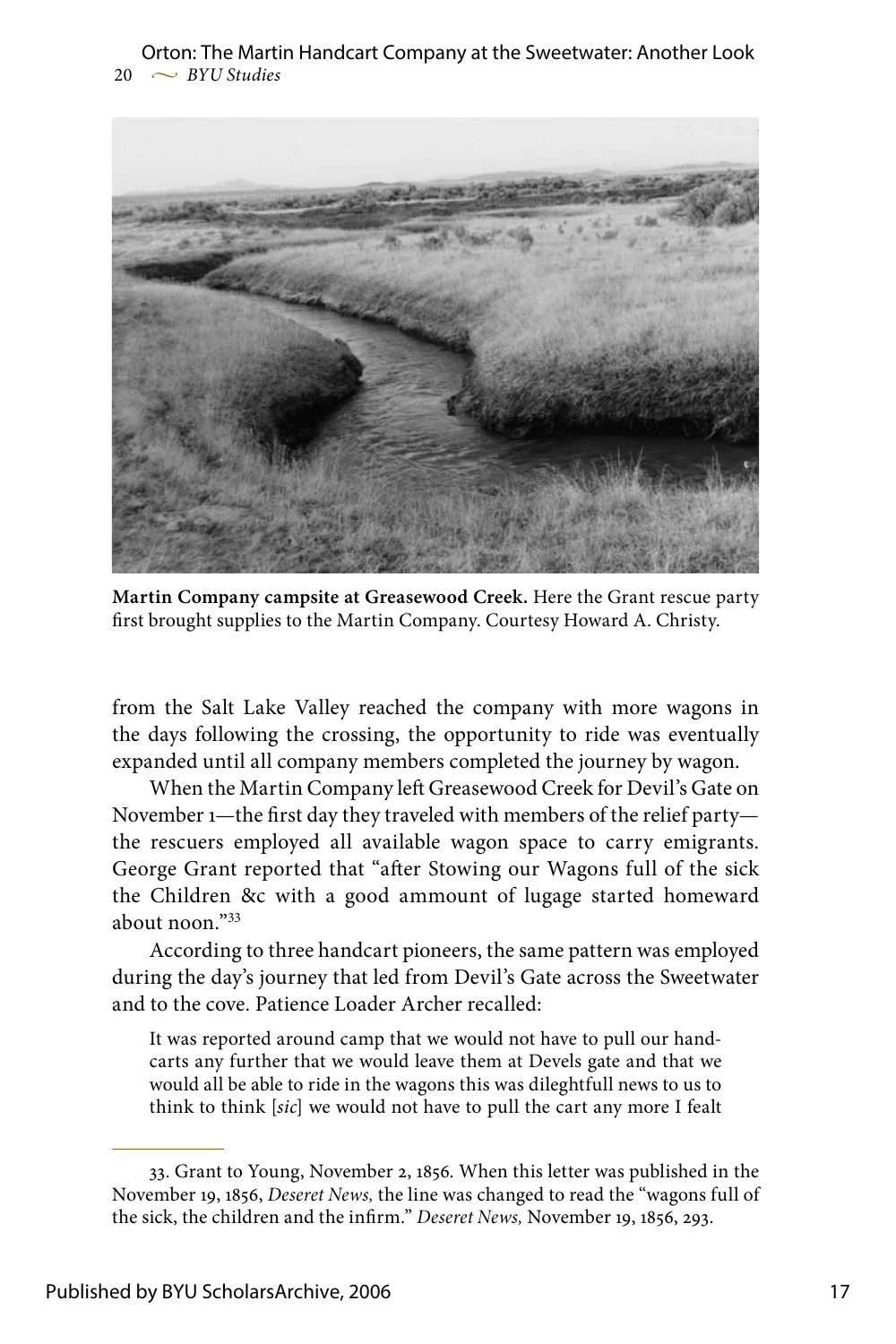**Martin Company campsite at Greasewood Creek.** Here the Grant rescue party first brought supplies to the Martin Company. Courtesy Howard A. Christy.

from the Salt Lake Valley reached the company with more wagons in the days following the crossing, the opportunity to ride was eventually expanded until all company members completed the journey by wagon.

When the Martin Company left Greasewood Creek for Devil's Gate on November 1—the first day they traveled with members of the relief party—the rescuers employed all available wagon space to carry emigrants. George Grant reported that "after Stowing our Wagons full of the sick the Children &c with a good ammount of lugage started homeward about noon."[33]

According to three handcart pioneers, the same pattern was employed during the day's journey that led from Devil's Gate across the Sweetwater and to the cove. Patience Loader Archer recalled:

> It was reported around camp that we would not have to pull our handcarts any further that we would leave them at Devels gate and that we would all be able to ride in the wagons this was dileghtfull news to us to think to think [*sic*] we would not have to pull the cart any more I fealt

---

33. Grant to Young, November 2, 1856. When this letter was published in the November 19, 1856, *Deseret News,* the line was changed to read the "wagons full of the sick, the children and the infirm." *Deseret News,* November 19, 1856, 293.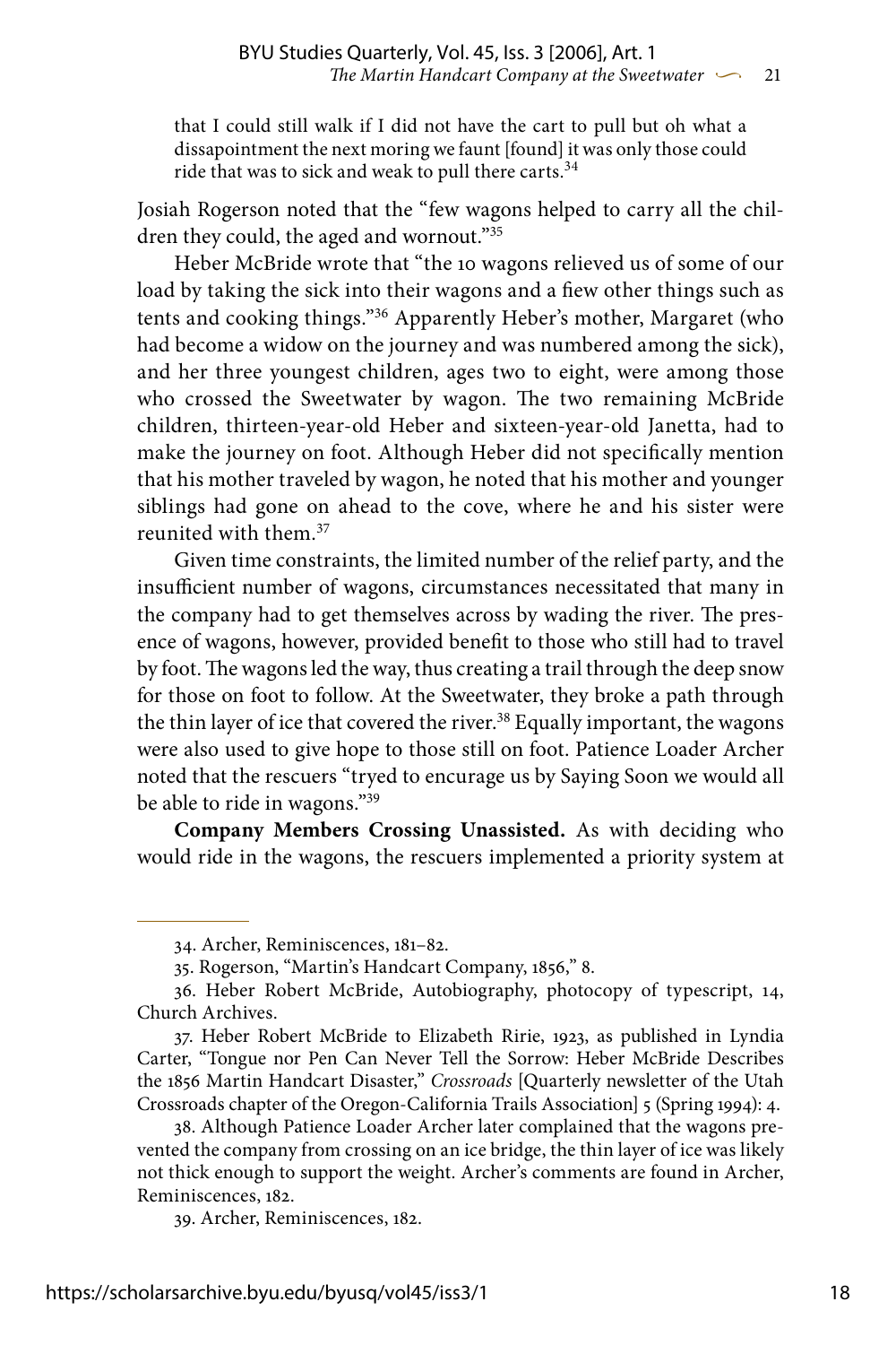> that I could still walk if I did not have the cart to pull but oh what a dissapointment the next moring we faunt [found] it was only those could ride that was to sick and weak to pull there carts.[34]

Josiah Rogerson noted that the "few wagons helped to carry all the children they could, the aged and wornout."[35]

Heber McBride wrote that "the 10 wagons relieved us of some of our load by taking the sick into their wagons and a fiew other things such as tents and cooking things."[36] Apparently Heber's mother, Margaret (who had become a widow on the journey and was numbered among the sick), and her three youngest children, ages two to eight, were among those who crossed the Sweetwater by wagon. The two remaining McBride children, thirteen-year-old Heber and sixteen-year-old Janetta, had to make the journey on foot. Although Heber did not specifically mention that his mother traveled by wagon, he noted that his mother and younger siblings had gone on ahead to the cove, where he and his sister were reunited with them.[37]

Given time constraints, the limited number of the relief party, and the insufficient number of wagons, circumstances necessitated that many in the company had to get themselves across by wading the river. The presence of wagons, however, provided benefit to those who still had to travel by foot. The wagons led the way, thus creating a trail through the deep snow for those on foot to follow. At the Sweetwater, they broke a path through the thin layer of ice that covered the river.[38] Equally important, the wagons were also used to give hope to those still on foot. Patience Loader Archer noted that the rescuers "tryed to encurage us by Saying Soon we would all be able to ride in wagons."[39]

**Company Members Crossing Unassisted.** As with deciding who would ride in the wagons, the rescuers implemented a priority system at

---

34. Archer, Reminiscences, 181–82.

35. Rogerson, "Martin's Handcart Company, 1856," 8.

36. Heber Robert McBride, Autobiography, photocopy of typescript, 14, Church Archives.

37. Heber Robert McBride to Elizabeth Ririe, 1923, as published in Lyndia Carter, "Tongue nor Pen Can Never Tell the Sorrow: Heber McBride Describes the 1856 Martin Handcart Disaster," *Crossroads* [Quarterly newsletter of the Utah Crossroads chapter of the Oregon-California Trails Association] 5 (Spring 1994): 4.

38. Although Patience Loader Archer later complained that the wagons prevented the company from crossing on an ice bridge, the thin layer of ice was likely not thick enough to support the weight. Archer's comments are found in Archer, Reminiscences, 182.

39. Archer, Reminiscences, 182.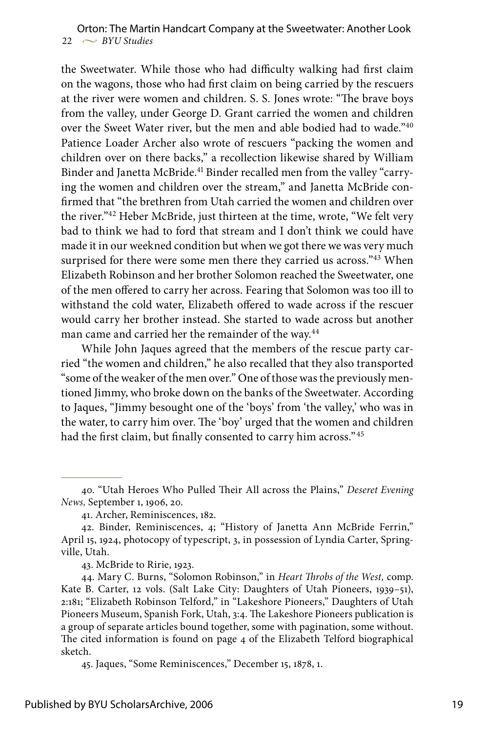the Sweetwater. While those who had difficulty walking had first claim on the wagons, those who had first claim on being carried by the rescuers at the river were women and children. S. S. Jones wrote: "The brave boys from the valley, under George D. Grant carried the women and children over the Sweet Water river, but the men and able bodied had to wade."[40] Patience Loader Archer also wrote of rescuers "packing the women and children over on there backs," a recollection likewise shared by William Binder and Janetta McBride.[41] Binder recalled men from the valley "carrying the women and children over the stream," and Janetta McBride confirmed that "the brethren from Utah carried the women and children over the river."[42] Heber McBride, just thirteen at the time, wrote, "We felt very bad to think we had to ford that stream and I don't think we could have made it in our weekned condition but when we got there we was very much surprised for there were some men there they carried us across."[43] When Elizabeth Robinson and her brother Solomon reached the Sweetwater, one of the men offered to carry her across. Fearing that Solomon was too ill to withstand the cold water, Elizabeth offered to wade across if the rescuer would carry her brother instead. She started to wade across but another man came and carried her the remainder of the way.[44]

While John Jaques agreed that the members of the rescue party carried "the women and children," he also recalled that they also transported "some of the weaker of the men over." One of those was the previously mentioned Jimmy, who broke down on the banks of the Sweetwater. According to Jaques, "Jimmy besought one of the 'boys' from 'the valley,' who was in the water, to carry him over. The 'boy' urged that the women and children had the first claim, but finally consented to carry him across."[45]

---

40. "Utah Heroes Who Pulled Their All across the Plains," *Deseret Evening News,* September 1, 1906, 20.

41. Archer, Reminiscences, 182.

42. Binder, Reminiscences, 4; "History of Janetta Ann McBride Ferrin," April 15, 1924, photocopy of typescript, 3, in possession of Lyndia Carter, Springville, Utah.

43. McBride to Ririe, 1923.

44. Mary C. Burns, "Solomon Robinson," in *Heart Throbs of the West,* comp. Kate B. Carter, 12 vols. (Salt Lake City: Daughters of Utah Pioneers, 1939–51), 2:181; "Elizabeth Robinson Telford," in "Lakeshore Pioneers," Daughters of Utah Pioneers Museum, Spanish Fork, Utah, 3:4. The Lakeshore Pioneers publication is a group of separate articles bound together, some with pagination, some without. The cited information is found on page 4 of the Elizabeth Telford biographical sketch.

45. Jaques, "Some Reminiscences," December 15, 1878, 1.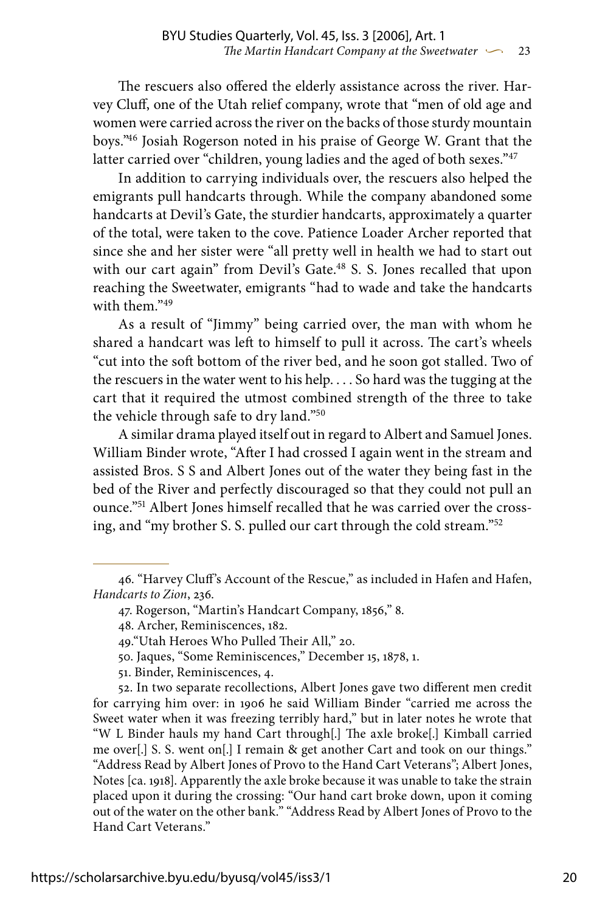The rescuers also offered the elderly assistance across the river. Harvey Cluff, one of the Utah relief company, wrote that "men of old age and women were carried across the river on the backs of those sturdy mountain boys."[46] Josiah Rogerson noted in his praise of George W. Grant that the latter carried over "children, young ladies and the aged of both sexes."[47]

In addition to carrying individuals over, the rescuers also helped the emigrants pull handcarts through. While the company abandoned some handcarts at Devil's Gate, the sturdier handcarts, approximately a quarter of the total, were taken to the cove. Patience Loader Archer reported that since she and her sister were "all pretty well in health we had to start out with our cart again" from Devil's Gate.[48] S. S. Jones recalled that upon reaching the Sweetwater, emigrants "had to wade and take the handcarts with them."[49]

As a result of "Jimmy" being carried over, the man with whom he shared a handcart was left to himself to pull it across. The cart's wheels "cut into the soft bottom of the river bed, and he soon got stalled. Two of the rescuers in the water went to his help. . . . So hard was the tugging at the cart that it required the utmost combined strength of the three to take the vehicle through safe to dry land."[50]

A similar drama played itself out in regard to Albert and Samuel Jones. William Binder wrote, "After I had crossed I again went in the stream and assisted Bros. S S and Albert Jones out of the water they being fast in the bed of the River and perfectly discouraged so that they could not pull an ounce."[51] Albert Jones himself recalled that he was carried over the crossing, and "my brother S. S. pulled our cart through the cold stream."[52]

---

46. "Harvey Cluff's Account of the Rescue," as included in Hafen and Hafen, *Handcarts to Zion*, 236.

47. Rogerson, "Martin's Handcart Company, 1856," 8.

48. Archer, Reminiscences, 182.

49. "Utah Heroes Who Pulled Their All," 20.

50. Jaques, "Some Reminiscences," December 15, 1878, 1.

51. Binder, Reminiscences, 4.

52. In two separate recollections, Albert Jones gave two different men credit for carrying him over: in 1906 he said William Binder "carried me across the Sweet water when it was freezing terribly hard," but in later notes he wrote that "W L Binder hauls my hand Cart through[.] The axle broke[.] Kimball carried me over[.] S. S. went on[.] I remain & get another Cart and took on our things." "Address Read by Albert Jones of Provo to the Hand Cart Veterans"; Albert Jones, Notes [ca. 1918]. Apparently the axle broke because it was unable to take the strain placed upon it during the crossing: "Our hand cart broke down, upon it coming out of the water on the other bank." "Address Read by Albert Jones of Provo to the Hand Cart Veterans."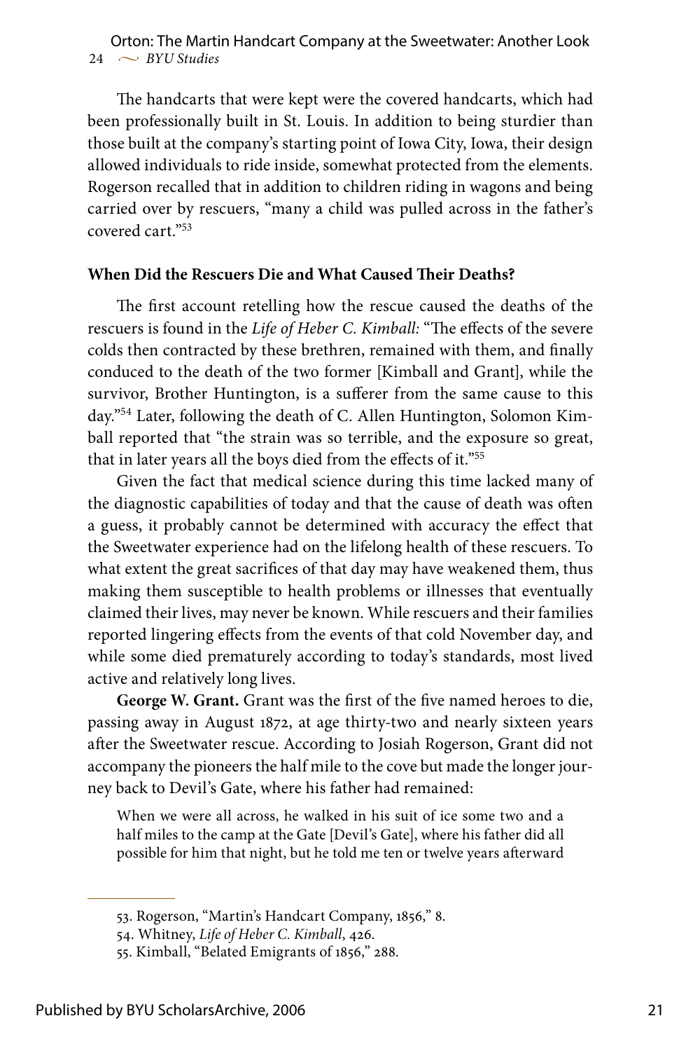The handcarts that were kept were the covered handcarts, which had been professionally built in St. Louis. In addition to being sturdier than those built at the company's starting point of Iowa City, Iowa, their design allowed individuals to ride inside, somewhat protected from the elements. Rogerson recalled that in addition to children riding in wagons and being carried over by rescuers, "many a child was pulled across in the father's covered cart."[53]

**When Did the Rescuers Die and What Caused Their Deaths?**

The first account retelling how the rescue caused the deaths of the rescuers is found in the *Life of Heber C. Kimball:* "The effects of the severe colds then contracted by these brethren, remained with them, and finally conduced to the death of the two former [Kimball and Grant], while the survivor, Brother Huntington, is a sufferer from the same cause to this day."[54] Later, following the death of C. Allen Huntington, Solomon Kimball reported that "the strain was so terrible, and the exposure so great, that in later years all the boys died from the effects of it."[55]

Given the fact that medical science during this time lacked many of the diagnostic capabilities of today and that the cause of death was often a guess, it probably cannot be determined with accuracy the effect that the Sweetwater experience had on the lifelong health of these rescuers. To what extent the great sacrifices of that day may have weakened them, thus making them susceptible to health problems or illnesses that eventually claimed their lives, may never be known. While rescuers and their families reported lingering effects from the events of that cold November day, and while some died prematurely according to today's standards, most lived active and relatively long lives.

**George W. Grant.** Grant was the first of the five named heroes to die, passing away in August 1872, at age thirty-two and nearly sixteen years after the Sweetwater rescue. According to Josiah Rogerson, Grant did not accompany the pioneers the half mile to the cove but made the longer journey back to Devil's Gate, where his father had remained:

> When we were all across, he walked in his suit of ice some two and a half miles to the camp at the Gate [Devil's Gate], where his father did all possible for him that night, but he told me ten or twelve years afterward

53. Rogerson, "Martin's Handcart Company, 1856," 8.

54. Whitney, *Life of Heber C. Kimball*, 426.

55. Kimball, "Belated Emigrants of 1856," 288.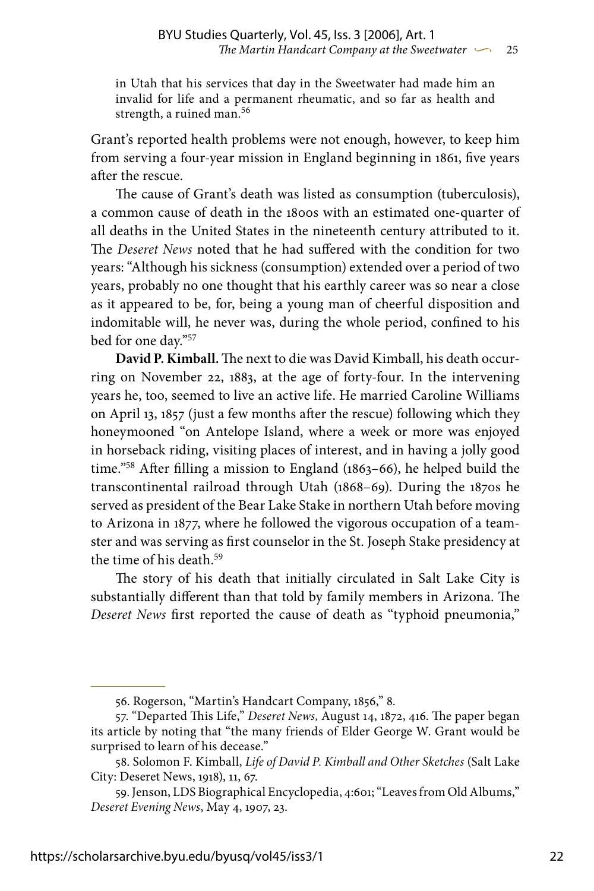in Utah that his services that day in the Sweetwater had made him an invalid for life and a permanent rheumatic, and so far as health and strength, a ruined man.[56]

Grant's reported health problems were not enough, however, to keep him from serving a four-year mission in England beginning in 1861, five years after the rescue.

The cause of Grant's death was listed as consumption (tuberculosis), a common cause of death in the 1800s with an estimated one-quarter of all deaths in the United States in the nineteenth century attributed to it. The *Deseret News* noted that he had suffered with the condition for two years: "Although his sickness (consumption) extended over a period of two years, probably no one thought that his earthly career was so near a close as it appeared to be, for, being a young man of cheerful disposition and indomitable will, he never was, during the whole period, confined to his bed for one day."[57]

**David P. Kimball.** The next to die was David Kimball, his death occurring on November 22, 1883, at the age of forty-four. In the intervening years he, too, seemed to live an active life. He married Caroline Williams on April 13, 1857 (just a few months after the rescue) following which they honeymooned "on Antelope Island, where a week or more was enjoyed in horseback riding, visiting places of interest, and in having a jolly good time."[58] After filling a mission to England (1863–66), he helped build the transcontinental railroad through Utah (1868–69). During the 1870s he served as president of the Bear Lake Stake in northern Utah before moving to Arizona in 1877, where he followed the vigorous occupation of a teamster and was serving as first counselor in the St. Joseph Stake presidency at the time of his death.[59]

The story of his death that initially circulated in Salt Lake City is substantially different than that told by family members in Arizona. The *Deseret News* first reported the cause of death as "typhoid pneumonia,"

---

56. Rogerson, "Martin's Handcart Company, 1856," 8.

57. "Departed This Life," *Deseret News,* August 14, 1872, 416. The paper began its article by noting that "the many friends of Elder George W. Grant would be surprised to learn of his decease."

58. Solomon F. Kimball, *Life of David P. Kimball and Other Sketches* (Salt Lake City: Deseret News, 1918), 11, 67.

59. Jenson, LDS Biographical Encyclopedia, 4:601; "Leaves from Old Albums," *Deseret Evening News*, May 4, 1907, 23.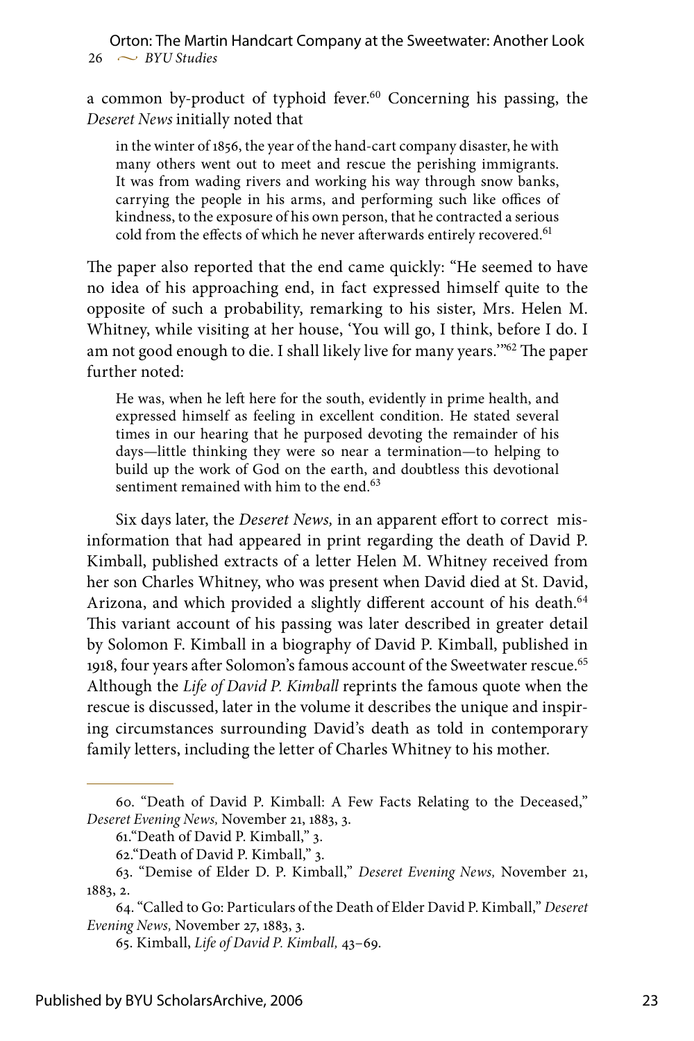a common by-product of typhoid fever.[60] Concerning his passing, the *Deseret News* initially noted that

> in the winter of 1856, the year of the hand-cart company disaster, he with many others went out to meet and rescue the perishing immigrants. It was from wading rivers and working his way through snow banks, carrying the people in his arms, and performing such like offices of kindness, to the exposure of his own person, that he contracted a serious cold from the effects of which he never afterwards entirely recovered.[61]

The paper also reported that the end came quickly: "He seemed to have no idea of his approaching end, in fact expressed himself quite to the opposite of such a probability, remarking to his sister, Mrs. Helen M. Whitney, while visiting at her house, 'You will go, I think, before I do. I am not good enough to die. I shall likely live for many years.'"[62] The paper further noted:

> He was, when he left here for the south, evidently in prime health, and expressed himself as feeling in excellent condition. He stated several times in our hearing that he purposed devoting the remainder of his days—little thinking they were so near a termination—to helping to build up the work of God on the earth, and doubtless this devotional sentiment remained with him to the end.[63]

Six days later, the *Deseret News,* in an apparent effort to correct misinformation that had appeared in print regarding the death of David P. Kimball, published extracts of a letter Helen M. Whitney received from her son Charles Whitney, who was present when David died at St. David, Arizona, and which provided a slightly different account of his death.[64] This variant account of his passing was later described in greater detail by Solomon F. Kimball in a biography of David P. Kimball, published in 1918, four years after Solomon's famous account of the Sweetwater rescue.[65] Although the *Life of David P. Kimball* reprints the famous quote when the rescue is discussed, later in the volume it describes the unique and inspiring circumstances surrounding David's death as told in contemporary family letters, including the letter of Charles Whitney to his mother.

---

60. "Death of David P. Kimball: A Few Facts Relating to the Deceased," *Deseret Evening News,* November 21, 1883, 3.

61. "Death of David P. Kimball," 3.

62. "Death of David P. Kimball," 3.

63. "Demise of Elder D. P. Kimball," *Deseret Evening News,* November 21, 1883, 2.

64. "Called to Go: Particulars of the Death of Elder David P. Kimball," *Deseret Evening News,* November 27, 1883, 3.

65. Kimball, *Life of David P. Kimball,* 43–69.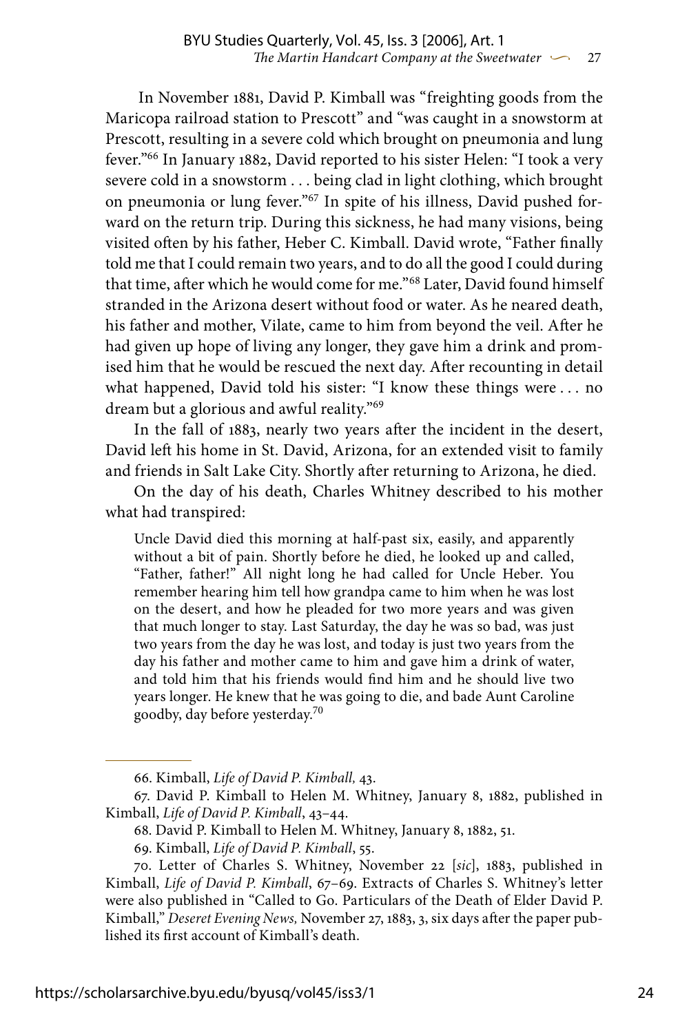In November 1881, David P. Kimball was "freighting goods from the Maricopa railroad station to Prescott" and "was caught in a snowstorm at Prescott, resulting in a severe cold which brought on pneumonia and lung fever."[66] In January 1882, David reported to his sister Helen: "I took a very severe cold in a snowstorm . . . being clad in light clothing, which brought on pneumonia or lung fever."[67] In spite of his illness, David pushed forward on the return trip. During this sickness, he had many visions, being visited often by his father, Heber C. Kimball. David wrote, "Father finally told me that I could remain two years, and to do all the good I could during that time, after which he would come for me."[68] Later, David found himself stranded in the Arizona desert without food or water. As he neared death, his father and mother, Vilate, came to him from beyond the veil. After he had given up hope of living any longer, they gave him a drink and promised him that he would be rescued the next day. After recounting in detail what happened, David told his sister: "I know these things were . . . no dream but a glorious and awful reality."[69]

In the fall of 1883, nearly two years after the incident in the desert, David left his home in St. David, Arizona, for an extended visit to family and friends in Salt Lake City. Shortly after returning to Arizona, he died.

On the day of his death, Charles Whitney described to his mother what had transpired:

> Uncle David died this morning at half-past six, easily, and apparently without a bit of pain. Shortly before he died, he looked up and called, "Father, father!" All night long he had called for Uncle Heber. You remember hearing him tell how grandpa came to him when he was lost on the desert, and how he pleaded for two more years and was given that much longer to stay. Last Saturday, the day he was so bad, was just two years from the day he was lost, and today is just two years from the day his father and mother came to him and gave him a drink of water, and told him that his friends would find him and he should live two years longer. He knew that he was going to die, and bade Aunt Caroline goodby, day before yesterday.[70]

---

66. Kimball, *Life of David P. Kimball,* 43.

67. David P. Kimball to Helen M. Whitney, January 8, 1882, published in Kimball, *Life of David P. Kimball*, 43–44.

68. David P. Kimball to Helen M. Whitney, January 8, 1882, 51.

69. Kimball, *Life of David P. Kimball*, 55.

70. Letter of Charles S. Whitney, November 22 [*sic*], 1883, published in Kimball, *Life of David P. Kimball*, 67–69. Extracts of Charles S. Whitney's letter were also published in "Called to Go. Particulars of the Death of Elder David P. Kimball," *Deseret Evening News,* November 27, 1883, 3, six days after the paper published its first account of Kimball's death.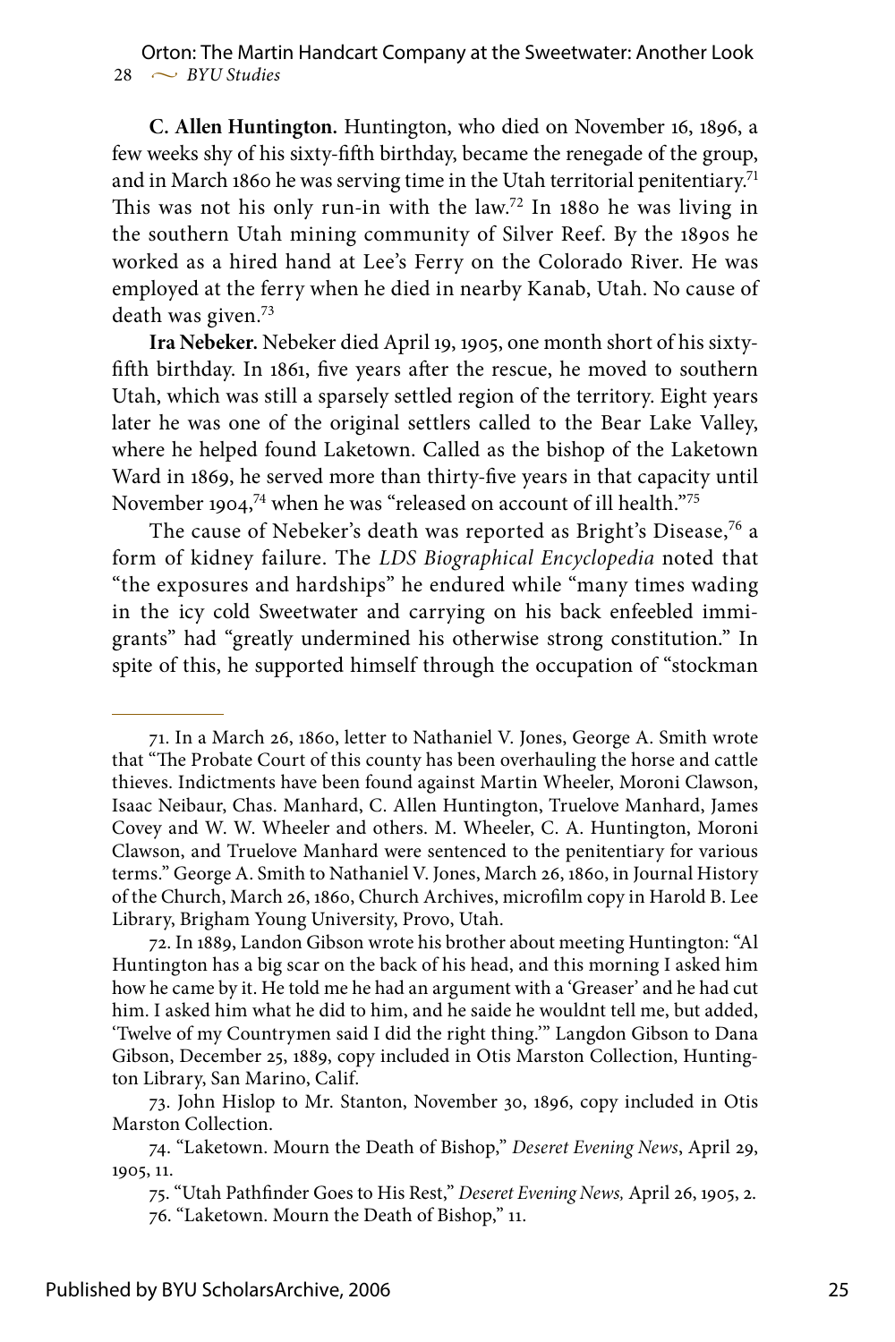**C. Allen Huntington.** Huntington, who died on November 16, 1896, a few weeks shy of his sixty-fifth birthday, became the renegade of the group, and in March 1860 he was serving time in the Utah territorial penitentiary.[71] This was not his only run-in with the law.[72] In 1880 he was living in the southern Utah mining community of Silver Reef. By the 1890s he worked as a hired hand at Lee's Ferry on the Colorado River. He was employed at the ferry when he died in nearby Kanab, Utah. No cause of death was given.[73]

**Ira Nebeker.** Nebeker died April 19, 1905, one month short of his sixty-fifth birthday. In 1861, five years after the rescue, he moved to southern Utah, which was still a sparsely settled region of the territory. Eight years later he was one of the original settlers called to the Bear Lake Valley, where he helped found Laketown. Called as the bishop of the Laketown Ward in 1869, he served more than thirty-five years in that capacity until November 1904,[74] when he was "released on account of ill health."[75]

The cause of Nebeker's death was reported as Bright's Disease,[76] a form of kidney failure. The *LDS Biographical Encyclopedia* noted that "the exposures and hardships" he endured while "many times wading in the icy cold Sweetwater and carrying on his back enfeebled immigrants" had "greatly undermined his otherwise strong constitution." In spite of this, he supported himself through the occupation of "stockman

---

71. In a March 26, 1860, letter to Nathaniel V. Jones, George A. Smith wrote that "The Probate Court of this county has been overhauling the horse and cattle thieves. Indictments have been found against Martin Wheeler, Moroni Clawson, Isaac Neibaur, Chas. Manhard, C. Allen Huntington, Truelove Manhard, James Covey and W. W. Wheeler and others. M. Wheeler, C. A. Huntington, Moroni Clawson, and Truelove Manhard were sentenced to the penitentiary for various terms." George A. Smith to Nathaniel V. Jones, March 26, 1860, in Journal History of the Church, March 26, 1860, Church Archives, microfilm copy in Harold B. Lee Library, Brigham Young University, Provo, Utah.

72. In 1889, Landon Gibson wrote his brother about meeting Huntington: "Al Huntington has a big scar on the back of his head, and this morning I asked him how he came by it. He told me he had an argument with a 'Greaser' and he had cut him. I asked him what he did to him, and he saide he wouldnt tell me, but added, 'Twelve of my Countrymen said I did the right thing.'" Langdon Gibson to Dana Gibson, December 25, 1889, copy included in Otis Marston Collection, Huntington Library, San Marino, Calif.

73. John Hislop to Mr. Stanton, November 30, 1896, copy included in Otis Marston Collection.

74. "Laketown. Mourn the Death of Bishop," *Deseret Evening News*, April 29, 1905, 11.

75. "Utah Pathfinder Goes to His Rest," *Deseret Evening News,* April 26, 1905, 2.

76. "Laketown. Mourn the Death of Bishop," 11.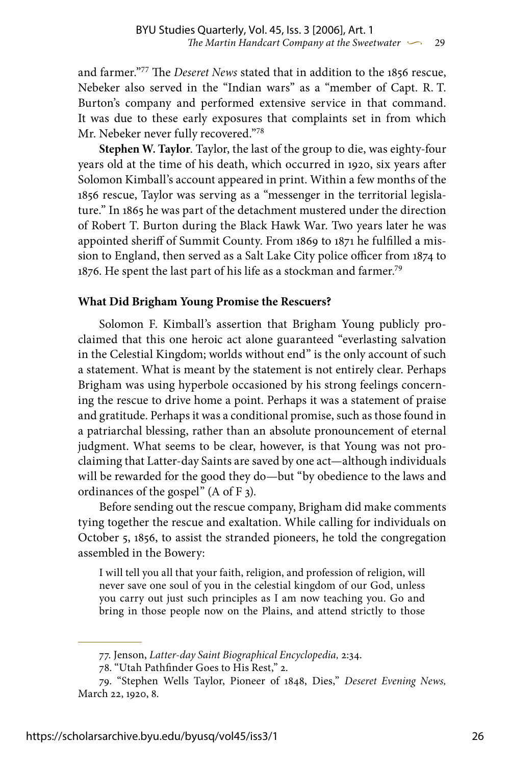and farmer."[77] The *Deseret News* stated that in addition to the 1856 rescue, Nebeker also served in the "Indian wars" as a "member of Capt. R. T. Burton's company and performed extensive service in that command. It was due to these early exposures that complaints set in from which Mr. Nebeker never fully recovered."[78]

**Stephen W. Taylor**. Taylor, the last of the group to die, was eighty-four years old at the time of his death, which occurred in 1920, six years after Solomon Kimball's account appeared in print. Within a few months of the 1856 rescue, Taylor was serving as a "messenger in the territorial legislature." In 1865 he was part of the detachment mustered under the direction of Robert T. Burton during the Black Hawk War. Two years later he was appointed sheriff of Summit County. From 1869 to 1871 he fulfilled a mission to England, then served as a Salt Lake City police officer from 1874 to 1876. He spent the last part of his life as a stockman and farmer.[79]

### What Did Brigham Young Promise the Rescuers?

Solomon F. Kimball's assertion that Brigham Young publicly proclaimed that this one heroic act alone guaranteed "everlasting salvation in the Celestial Kingdom; worlds without end" is the only account of such a statement. What is meant by the statement is not entirely clear. Perhaps Brigham was using hyperbole occasioned by his strong feelings concerning the rescue to drive home a point. Perhaps it was a statement of praise and gratitude. Perhaps it was a conditional promise, such as those found in a patriarchal blessing, rather than an absolute pronouncement of eternal judgment. What seems to be clear, however, is that Young was not proclaiming that Latter-day Saints are saved by one act—although individuals will be rewarded for the good they do—but "by obedience to the laws and ordinances of the gospel" (A of F 3).

Before sending out the rescue company, Brigham did make comments tying together the rescue and exaltation. While calling for individuals on October 5, 1856, to assist the stranded pioneers, he told the congregation assembled in the Bowery:

> I will tell you all that your faith, religion, and profession of religion, will never save one soul of you in the celestial kingdom of our God, unless you carry out just such principles as I am now teaching you. Go and bring in those people now on the Plains, and attend strictly to those

---

77. Jenson, *Latter-day Saint Biographical Encyclopedia,* 2:34.

78. "Utah Pathfinder Goes to His Rest," 2.

79. "Stephen Wells Taylor, Pioneer of 1848, Dies," *Deseret Evening News,* March 22, 1920, 8.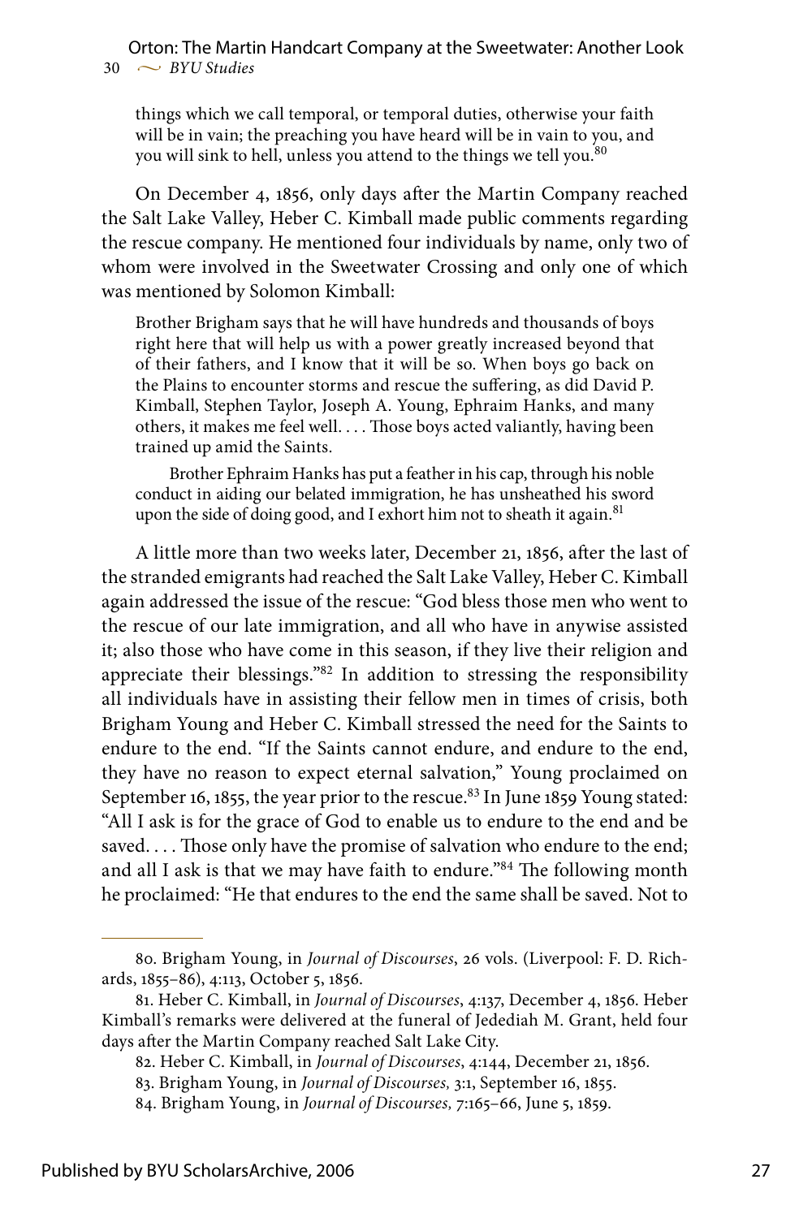> things which we call temporal, or temporal duties, otherwise your faith will be in vain; the preaching you have heard will be in vain to you, and you will sink to hell, unless you attend to the things we tell you.[80]

On December 4, 1856, only days after the Martin Company reached the Salt Lake Valley, Heber C. Kimball made public comments regarding the rescue company. He mentioned four individuals by name, only two of whom were involved in the Sweetwater Crossing and only one of which was mentioned by Solomon Kimball:

> Brother Brigham says that he will have hundreds and thousands of boys right here that will help us with a power greatly increased beyond that of their fathers, and I know that it will be so. When boys go back on the Plains to encounter storms and rescue the suffering, as did David P. Kimball, Stephen Taylor, Joseph A. Young, Ephraim Hanks, and many others, it makes me feel well. . . . Those boys acted valiantly, having been trained up amid the Saints.
>
> Brother Ephraim Hanks has put a feather in his cap, through his noble conduct in aiding our belated immigration, he has unsheathed his sword upon the side of doing good, and I exhort him not to sheath it again.[81]

A little more than two weeks later, December 21, 1856, after the last of the stranded emigrants had reached the Salt Lake Valley, Heber C. Kimball again addressed the issue of the rescue: "God bless those men who went to the rescue of our late immigration, and all who have in anywise assisted it; also those who have come in this season, if they live their religion and appreciate their blessings."[82] In addition to stressing the responsibility all individuals have in assisting their fellow men in times of crisis, both Brigham Young and Heber C. Kimball stressed the need for the Saints to endure to the end. "If the Saints cannot endure, and endure to the end, they have no reason to expect eternal salvation," Young proclaimed on September 16, 1855, the year prior to the rescue.[83] In June 1859 Young stated: "All I ask is for the grace of God to enable us to endure to the end and be saved. . . . Those only have the promise of salvation who endure to the end; and all I ask is that we may have faith to endure."[84] The following month he proclaimed: "He that endures to the end the same shall be saved. Not to

---

80. Brigham Young, in *Journal of Discourses*, 26 vols. (Liverpool: F. D. Richards, 1855–86), 4:113, October 5, 1856.

81. Heber C. Kimball, in *Journal of Discourses*, 4:137, December 4, 1856. Heber Kimball's remarks were delivered at the funeral of Jedediah M. Grant, held four days after the Martin Company reached Salt Lake City.

82. Heber C. Kimball, in *Journal of Discourses*, 4:144, December 21, 1856.

83. Brigham Young, in *Journal of Discourses,* 3:1, September 16, 1855.

84. Brigham Young, in *Journal of Discourses,* 7:165–66, June 5, 1859.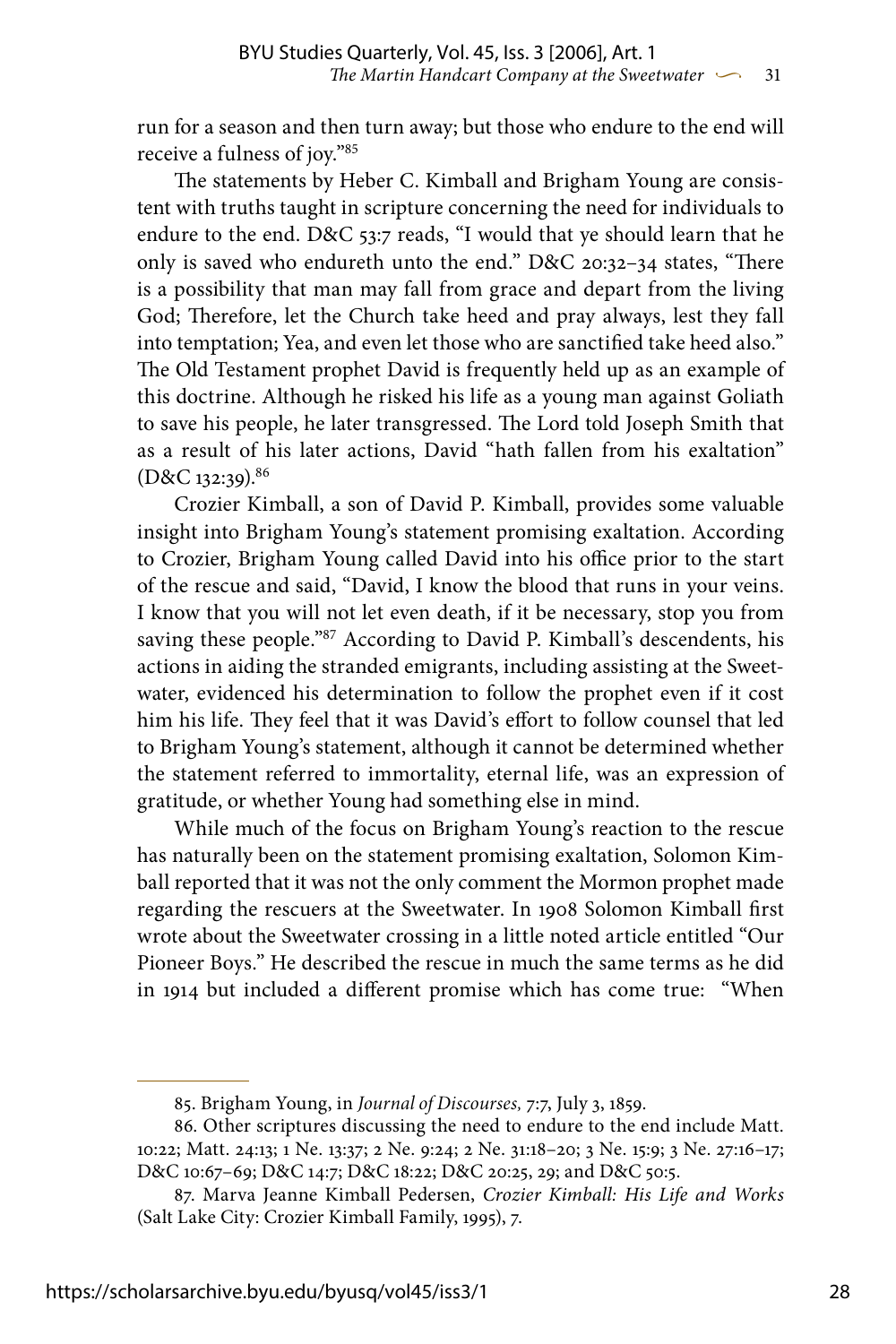run for a season and then turn away; but those who endure to the end will receive a fulness of joy."[85]

The statements by Heber C. Kimball and Brigham Young are consistent with truths taught in scripture concerning the need for individuals to endure to the end. D&C 53:7 reads, "I would that ye should learn that he only is saved who endureth unto the end." D&C 20:32–34 states, "There is a possibility that man may fall from grace and depart from the living God; Therefore, let the Church take heed and pray always, lest they fall into temptation; Yea, and even let those who are sanctified take heed also." The Old Testament prophet David is frequently held up as an example of this doctrine. Although he risked his life as a young man against Goliath to save his people, he later transgressed. The Lord told Joseph Smith that as a result of his later actions, David "hath fallen from his exaltation" (D&C 132:39).[86]

Crozier Kimball, a son of David P. Kimball, provides some valuable insight into Brigham Young's statement promising exaltation. According to Crozier, Brigham Young called David into his office prior to the start of the rescue and said, "David, I know the blood that runs in your veins. I know that you will not let even death, if it be necessary, stop you from saving these people."[87] According to David P. Kimball's descendents, his actions in aiding the stranded emigrants, including assisting at the Sweetwater, evidenced his determination to follow the prophet even if it cost him his life. They feel that it was David's effort to follow counsel that led to Brigham Young's statement, although it cannot be determined whether the statement referred to immortality, eternal life, was an expression of gratitude, or whether Young had something else in mind.

While much of the focus on Brigham Young's reaction to the rescue has naturally been on the statement promising exaltation, Solomon Kimball reported that it was not the only comment the Mormon prophet made regarding the rescuers at the Sweetwater. In 1908 Solomon Kimball first wrote about the Sweetwater crossing in a little noted article entitled "Our Pioneer Boys." He described the rescue in much the same terms as he did in 1914 but included a different promise which has come true: "When

---

85. Brigham Young, in *Journal of Discourses,* 7:7, July 3, 1859.

86. Other scriptures discussing the need to endure to the end include Matt. 10:22; Matt. 24:13; 1 Ne. 13:37; 2 Ne. 9:24; 2 Ne. 31:18–20; 3 Ne. 15:9; 3 Ne. 27:16–17; D&C 10:67–69; D&C 14:7; D&C 18:22; D&C 20:25, 29; and D&C 50:5.

87. Marva Jeanne Kimball Pedersen, *Crozier Kimball: His Life and Works* (Salt Lake City: Crozier Kimball Family, 1995), 7.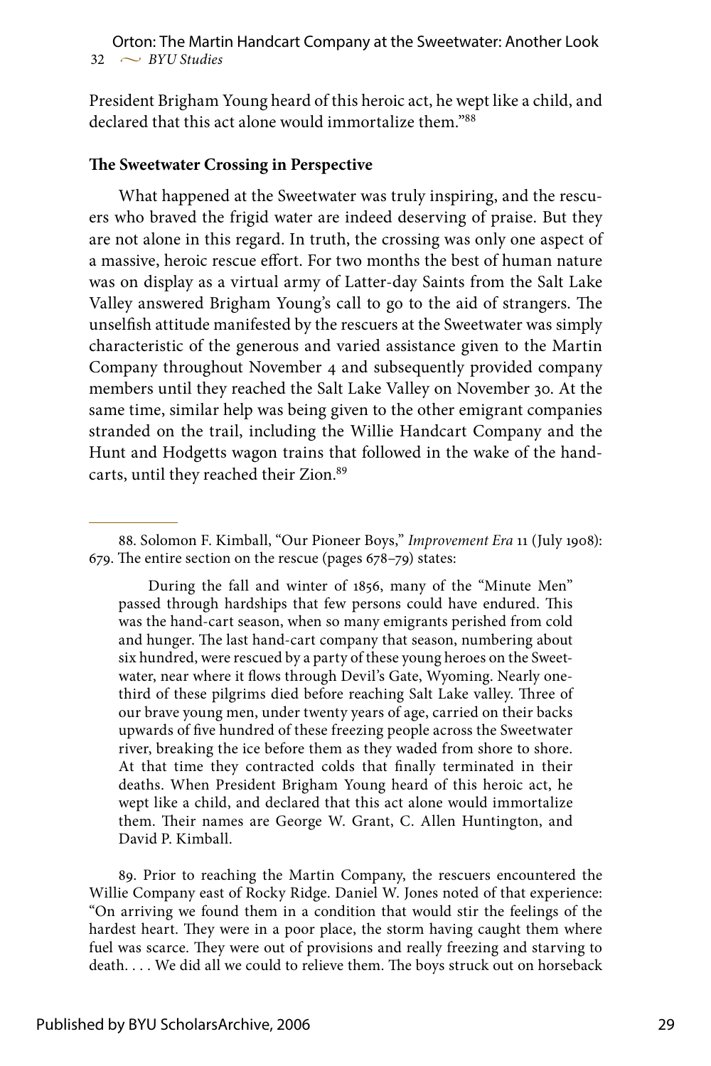President Brigham Young heard of this heroic act, he wept like a child, and declared that this act alone would immortalize them."[88]

### The Sweetwater Crossing in Perspective

What happened at the Sweetwater was truly inspiring, and the rescuers who braved the frigid water are indeed deserving of praise. But they are not alone in this regard. In truth, the crossing was only one aspect of a massive, heroic rescue effort. For two months the best of human nature was on display as a virtual army of Latter-day Saints from the Salt Lake Valley answered Brigham Young's call to go to the aid of strangers. The unselfish attitude manifested by the rescuers at the Sweetwater was simply characteristic of the generous and varied assistance given to the Martin Company throughout November 4 and subsequently provided company members until they reached the Salt Lake Valley on November 30. At the same time, similar help was being given to the other emigrant companies stranded on the trail, including the Willie Handcart Company and the Hunt and Hodgetts wagon trains that followed in the wake of the handcarts, until they reached their Zion.[89]

---

88. Solomon F. Kimball, "Our Pioneer Boys," *Improvement Era* 11 (July 1908): 679. The entire section on the rescue (pages 678–79) states:

> During the fall and winter of 1856, many of the "Minute Men" passed through hardships that few persons could have endured. This was the hand-cart season, when so many emigrants perished from cold and hunger. The last hand-cart company that season, numbering about six hundred, were rescued by a party of these young heroes on the Sweetwater, near where it flows through Devil's Gate, Wyoming. Nearly one-third of these pilgrims died before reaching Salt Lake valley. Three of our brave young men, under twenty years of age, carried on their backs upwards of five hundred of these freezing people across the Sweetwater river, breaking the ice before them as they waded from shore to shore. At that time they contracted colds that finally terminated in their deaths. When President Brigham Young heard of this heroic act, he wept like a child, and declared that this act alone would immortalize them. Their names are George W. Grant, C. Allen Huntington, and David P. Kimball.

89. Prior to reaching the Martin Company, the rescuers encountered the Willie Company east of Rocky Ridge. Daniel W. Jones noted of that experience: "On arriving we found them in a condition that would stir the feelings of the hardest heart. They were in a poor place, the storm having caught them where fuel was scarce. They were out of provisions and really freezing and starving to death. . . . We did all we could to relieve them. The boys struck out on horseback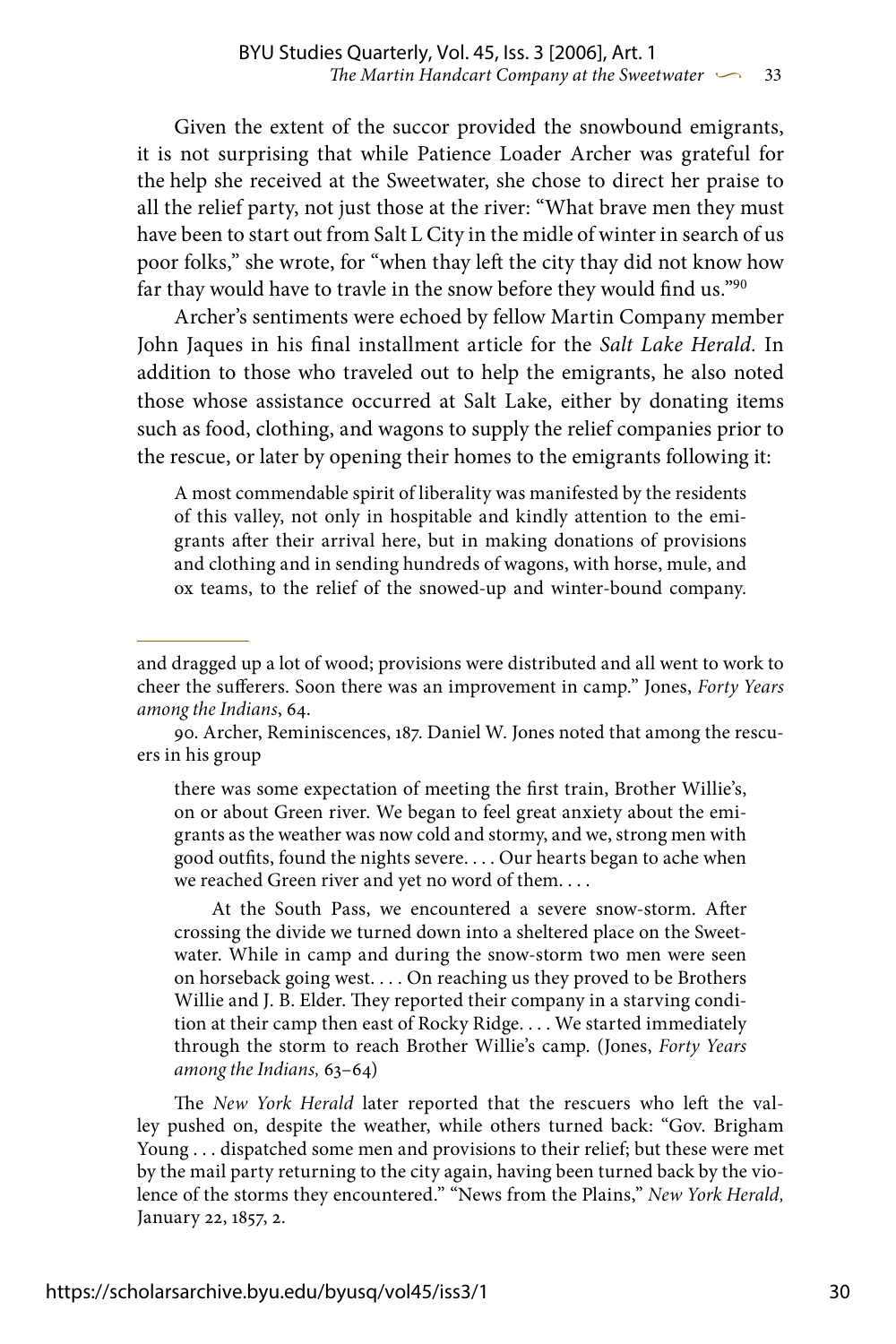Given the extent of the succor provided the snowbound emigrants, it is not surprising that while Patience Loader Archer was grateful for the help she received at the Sweetwater, she chose to direct her praise to all the relief party, not just those at the river: "What brave men they must have been to start out from Salt L City in the midle of winter in search of us poor folks," she wrote, for "when thay left the city thay did not know how far thay would have to travle in the snow before they would find us."[90]

Archer's sentiments were echoed by fellow Martin Company member John Jaques in his final installment article for the *Salt Lake Herald*. In addition to those who traveled out to help the emigrants, he also noted those whose assistance occurred at Salt Lake, either by donating items such as food, clothing, and wagons to supply the relief companies prior to the rescue, or later by opening their homes to the emigrants following it:

> A most commendable spirit of liberality was manifested by the residents of this valley, not only in hospitable and kindly attention to the emigrants after their arrival here, but in making donations of provisions and clothing and in sending hundreds of wagons, with horse, mule, and ox teams, to the relief of the snowed-up and winter-bound company.

---

and dragged up a lot of wood; provisions were distributed and all went to work to cheer the sufferers. Soon there was an improvement in camp." Jones, *Forty Years among the Indians*, 64.

90. Archer, Reminiscences, 187. Daniel W. Jones noted that among the rescuers in his group

> there was some expectation of meeting the first train, Brother Willie's, on or about Green river. We began to feel great anxiety about the emigrants as the weather was now cold and stormy, and we, strong men with good outfits, found the nights severe. . . . Our hearts began to ache when we reached Green river and yet no word of them. . . .
>
> At the South Pass, we encountered a severe snow-storm. After crossing the divide we turned down into a sheltered place on the Sweetwater. While in camp and during the snow-storm two men were seen on horseback going west. . . . On reaching us they proved to be Brothers Willie and J. B. Elder. They reported their company in a starving condition at their camp then east of Rocky Ridge. . . . We started immediately through the storm to reach Brother Willie's camp. (Jones, *Forty Years among the Indians,* 63–64)

The *New York Herald* later reported that the rescuers who left the valley pushed on, despite the weather, while others turned back: "Gov. Brigham Young . . . dispatched some men and provisions to their relief; but these were met by the mail party returning to the city again, having been turned back by the violence of the storms they encountered." "News from the Plains," *New York Herald,* January 22, 1857, 2.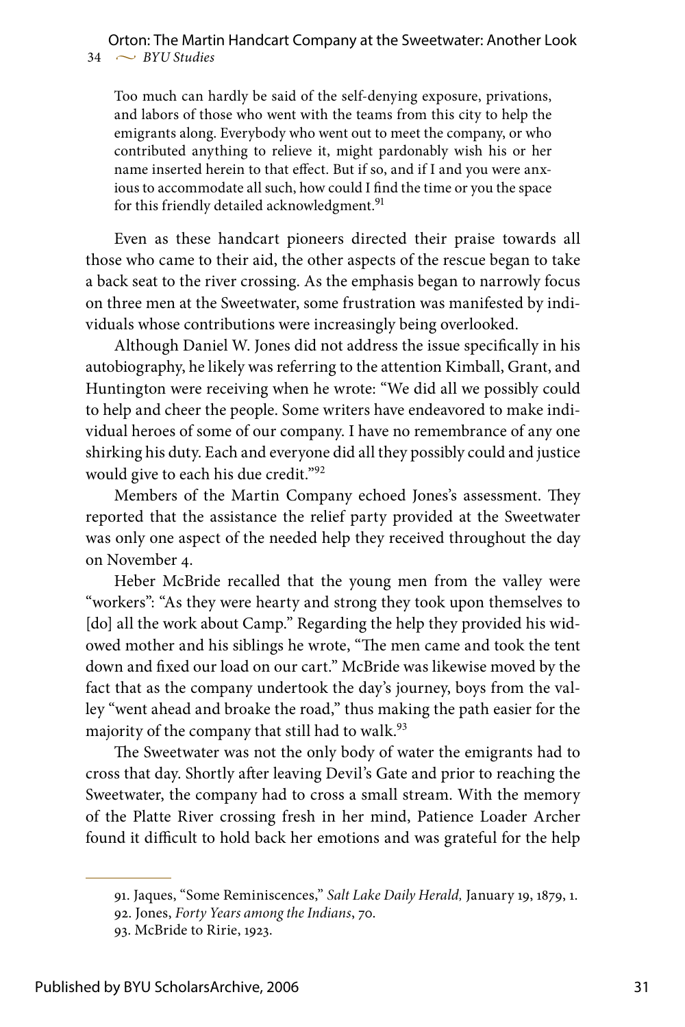> Too much can hardly be said of the self-denying exposure, privations, and labors of those who went with the teams from this city to help the emigrants along. Everybody who went out to meet the company, or who contributed anything to relieve it, might pardonably wish his or her name inserted herein to that effect. But if so, and if I and you were anxious to accommodate all such, how could I find the time or you the space for this friendly detailed acknowledgment.[91]

Even as these handcart pioneers directed their praise towards all those who came to their aid, the other aspects of the rescue began to take a back seat to the river crossing. As the emphasis began to narrowly focus on three men at the Sweetwater, some frustration was manifested by individuals whose contributions were increasingly being overlooked.

Although Daniel W. Jones did not address the issue specifically in his autobiography, he likely was referring to the attention Kimball, Grant, and Huntington were receiving when he wrote: "We did all we possibly could to help and cheer the people. Some writers have endeavored to make individual heroes of some of our company. I have no remembrance of any one shirking his duty. Each and everyone did all they possibly could and justice would give to each his due credit."[92]

Members of the Martin Company echoed Jones's assessment. They reported that the assistance the relief party provided at the Sweetwater was only one aspect of the needed help they received throughout the day on November 4.

Heber McBride recalled that the young men from the valley were "workers": "As they were hearty and strong they took upon themselves to [do] all the work about Camp." Regarding the help they provided his widowed mother and his siblings he wrote, "The men came and took the tent down and fixed our load on our cart." McBride was likewise moved by the fact that as the company undertook the day's journey, boys from the valley "went ahead and broake the road," thus making the path easier for the majority of the company that still had to walk.[93]

The Sweetwater was not the only body of water the emigrants had to cross that day. Shortly after leaving Devil's Gate and prior to reaching the Sweetwater, the company had to cross a small stream. With the memory of the Platte River crossing fresh in her mind, Patience Loader Archer found it difficult to hold back her emotions and was grateful for the help

---

91. Jaques, "Some Reminiscences," *Salt Lake Daily Herald,* January 19, 1879, 1.

92. Jones, *Forty Years among the Indians*, 70.

93. McBride to Ririe, 1923.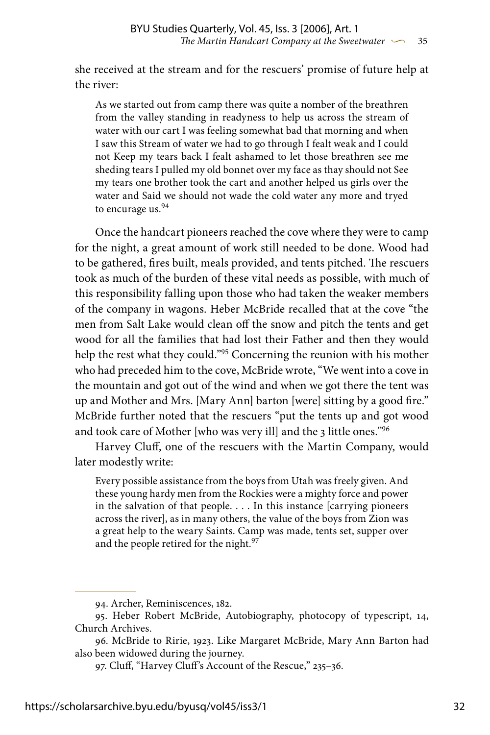she received at the stream and for the rescuers' promise of future help at the river:

> As we started out from camp there was quite a nomber of the breathren from the valley standing in readyness to help us across the stream of water with our cart I was feeling somewhat bad that morning and when I saw this Stream of water we had to go through I fealt weak and I could not Keep my tears back I fealt ashamed to let those breathren see me sheding tears I pulled my old bonnet over my face as thay should not See my tears one brother took the cart and another helped us girls over the water and Said we should not wade the cold water any more and tryed to encurage us.[94]

Once the handcart pioneers reached the cove where they were to camp for the night, a great amount of work still needed to be done. Wood had to be gathered, fires built, meals provided, and tents pitched. The rescuers took as much of the burden of these vital needs as possible, with much of this responsibility falling upon those who had taken the weaker members of the company in wagons. Heber McBride recalled that at the cove "the men from Salt Lake would clean off the snow and pitch the tents and get wood for all the families that had lost their Father and then they would help the rest what they could."[95] Concerning the reunion with his mother who had preceded him to the cove, McBride wrote, "We went into a cove in the mountain and got out of the wind and when we got there the tent was up and Mother and Mrs. [Mary Ann] barton [were] sitting by a good fire." McBride further noted that the rescuers "put the tents up and got wood and took care of Mother [who was very ill] and the 3 little ones."[96]

Harvey Cluff, one of the rescuers with the Martin Company, would later modestly write:

> Every possible assistance from the boys from Utah was freely given. And these young hardy men from the Rockies were a mighty force and power in the salvation of that people. . . . In this instance [carrying pioneers across the river], as in many others, the value of the boys from Zion was a great help to the weary Saints. Camp was made, tents set, supper over and the people retired for the night.[97]

---

94. Archer, Reminiscences, 182.

95. Heber Robert McBride, Autobiography, photocopy of typescript, 14, Church Archives.

96. McBride to Ririe, 1923. Like Margaret McBride, Mary Ann Barton had also been widowed during the journey.

97. Cluff, "Harvey Cluff's Account of the Rescue," 235–36.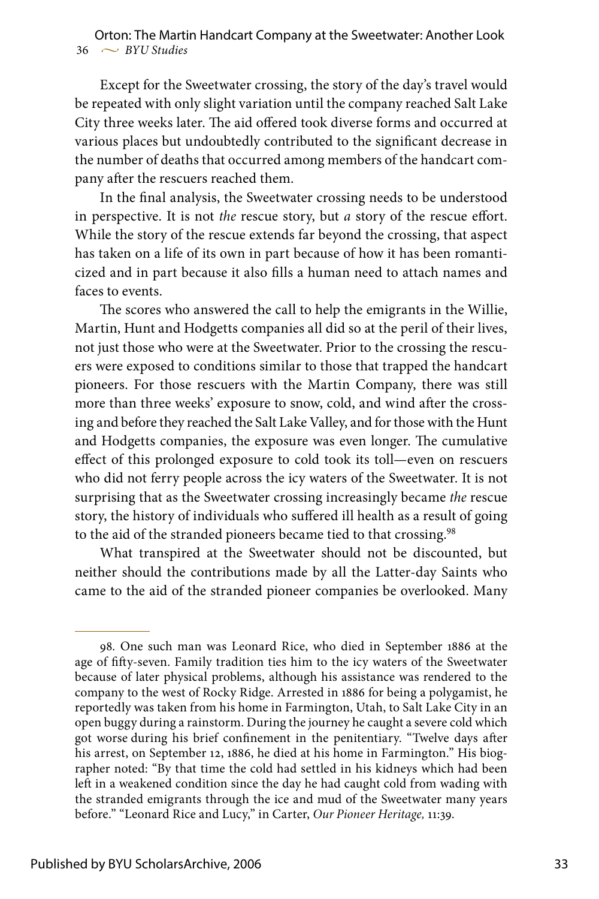Except for the Sweetwater crossing, the story of the day's travel would be repeated with only slight variation until the company reached Salt Lake City three weeks later. The aid offered took diverse forms and occurred at various places but undoubtedly contributed to the significant decrease in the number of deaths that occurred among members of the handcart company after the rescuers reached them.

In the final analysis, the Sweetwater crossing needs to be understood in perspective. It is not *the* rescue story, but *a* story of the rescue effort. While the story of the rescue extends far beyond the crossing, that aspect has taken on a life of its own in part because of how it has been romanticized and in part because it also fills a human need to attach names and faces to events.

The scores who answered the call to help the emigrants in the Willie, Martin, Hunt and Hodgetts companies all did so at the peril of their lives, not just those who were at the Sweetwater. Prior to the crossing the rescuers were exposed to conditions similar to those that trapped the handcart pioneers. For those rescuers with the Martin Company, there was still more than three weeks' exposure to snow, cold, and wind after the crossing and before they reached the Salt Lake Valley, and for those with the Hunt and Hodgetts companies, the exposure was even longer. The cumulative effect of this prolonged exposure to cold took its toll—even on rescuers who did not ferry people across the icy waters of the Sweetwater. It is not surprising that as the Sweetwater crossing increasingly became *the* rescue story, the history of individuals who suffered ill health as a result of going to the aid of the stranded pioneers became tied to that crossing.[98]

What transpired at the Sweetwater should not be discounted, but neither should the contributions made by all the Latter-day Saints who came to the aid of the stranded pioneer companies be overlooked. Many

---

98. One such man was Leonard Rice, who died in September 1886 at the age of fifty-seven. Family tradition ties him to the icy waters of the Sweetwater because of later physical problems, although his assistance was rendered to the company to the west of Rocky Ridge. Arrested in 1886 for being a polygamist, he reportedly was taken from his home in Farmington, Utah, to Salt Lake City in an open buggy during a rainstorm. During the journey he caught a severe cold which got worse during his brief confinement in the penitentiary. "Twelve days after his arrest, on September 12, 1886, he died at his home in Farmington." His biographer noted: "By that time the cold had settled in his kidneys which had been left in a weakened condition since the day he had caught cold from wading with the stranded emigrants through the ice and mud of the Sweetwater many years before." "Leonard Rice and Lucy," in Carter, *Our Pioneer Heritage,* 11:39.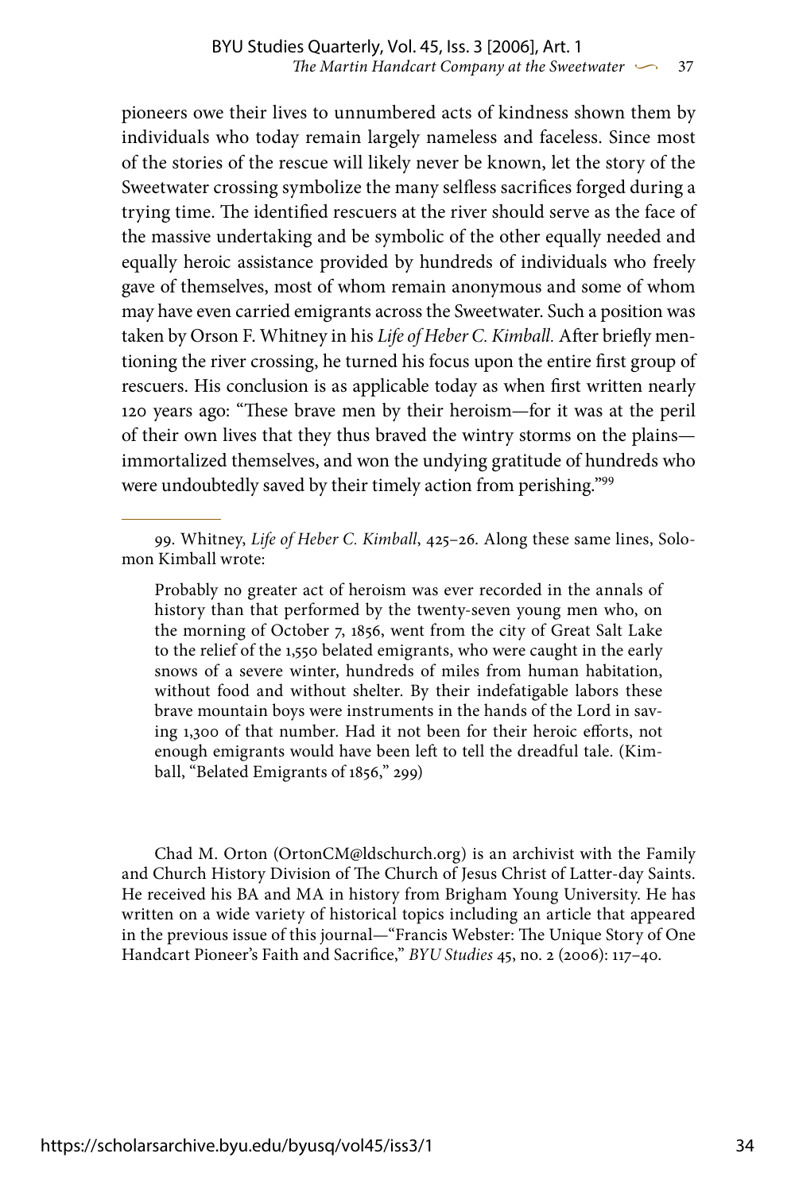pioneers owe their lives to unnumbered acts of kindness shown them by individuals who today remain largely nameless and faceless. Since most of the stories of the rescue will likely never be known, let the story of the Sweetwater crossing symbolize the many selfless sacrifices forged during a trying time. The identified rescuers at the river should serve as the face of the massive undertaking and be symbolic of the other equally needed and equally heroic assistance provided by hundreds of individuals who freely gave of themselves, most of whom remain anonymous and some of whom may have even carried emigrants across the Sweetwater. Such a position was taken by Orson F. Whitney in his *Life of Heber C. Kimball.* After briefly mentioning the river crossing, he turned his focus upon the entire first group of rescuers. His conclusion is as applicable today as when first written nearly 120 years ago: "These brave men by their heroism—for it was at the peril of their own lives that they thus braved the wintry storms on the plains—immortalized themselves, and won the undying gratitude of hundreds who were undoubtedly saved by their timely action from perishing."[99]

---

99. Whitney, *Life of Heber C. Kimball*, 425–26. Along these same lines, Solomon Kimball wrote:

> Probably no greater act of heroism was ever recorded in the annals of history than that performed by the twenty-seven young men who, on the morning of October 7, 1856, went from the city of Great Salt Lake to the relief of the 1,550 belated emigrants, who were caught in the early snows of a severe winter, hundreds of miles from human habitation, without food and without shelter. By their indefatigable labors these brave mountain boys were instruments in the hands of the Lord in saving 1,300 of that number. Had it not been for their heroic efforts, not enough emigrants would have been left to tell the dreadful tale. (Kimball, "Belated Emigrants of 1856," 299)

Chad M. Orton (OrtonCM@ldschurch.org) is an archivist with the Family and Church History Division of The Church of Jesus Christ of Latter-day Saints. He received his BA and MA in history from Brigham Young University. He has written on a wide variety of historical topics including an article that appeared in the previous issue of this journal—"Francis Webster: The Unique Story of One Handcart Pioneer's Faith and Sacrifice," *BYU Studies* 45, no. 2 (2006): 117–40.